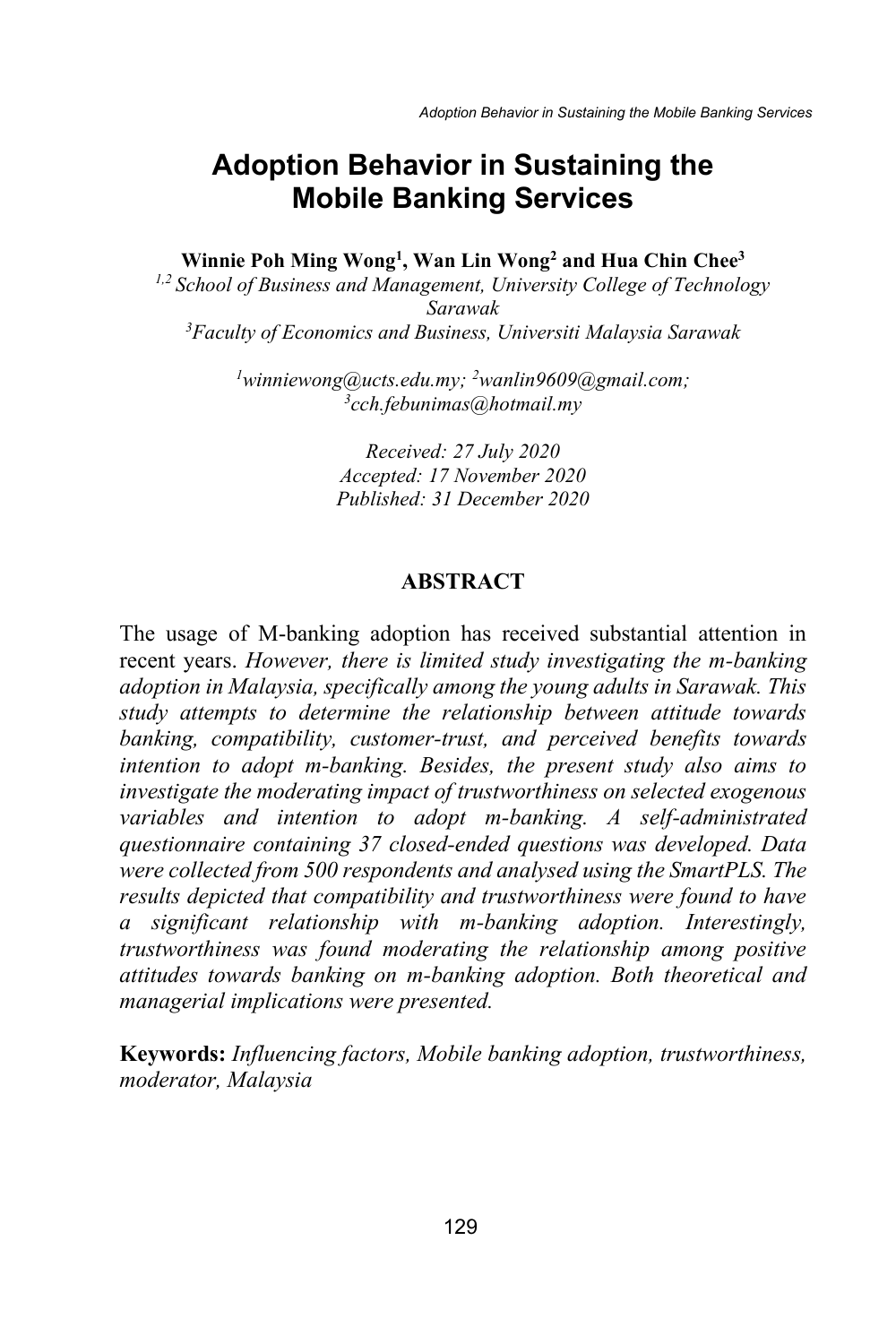# Adoption Behavior in Sustaining the Mobile Banking Services

**Winnie Poh Ming Wong[1], Wan Lin Wong[2] and Hua Chin Chee[3]**

[1,2] *School of Business and Management, University College of Technology Sarawak*

[3] *Faculty of Economics and Business, Universiti Malaysia Sarawak*

[1] *winniewong@ucts.edu.my;* [2] *wanlin9609@gmail.com;*
[3] *cch.febunimas@hotmail.my*

*Received: 27 July 2020*
*Accepted: 17 November 2020*
*Published: 31 December 2020*

## ABSTRACT

The usage of M-banking adoption has received substantial attention in recent years. *However, there is limited study investigating the m-banking adoption in Malaysia, specifically among the young adults in Sarawak. This study attempts to determine the relationship between attitude towards banking, compatibility, customer-trust, and perceived benefits towards intention to adopt m-banking. Besides, the present study also aims to investigate the moderating impact of trustworthiness on selected exogenous variables and intention to adopt m-banking. A self-administrated questionnaire containing 37 closed-ended questions was developed. Data were collected from 500 respondents and analysed using the SmartPLS. The results depicted that compatibility and trustworthiness were found to have a significant relationship with m-banking adoption. Interestingly, trustworthiness was found moderating the relationship among positive attitudes towards banking on m-banking adoption. Both theoretical and managerial implications were presented.*

**Keywords:** *Influencing factors, Mobile banking adoption, trustworthiness, moderator, Malaysia*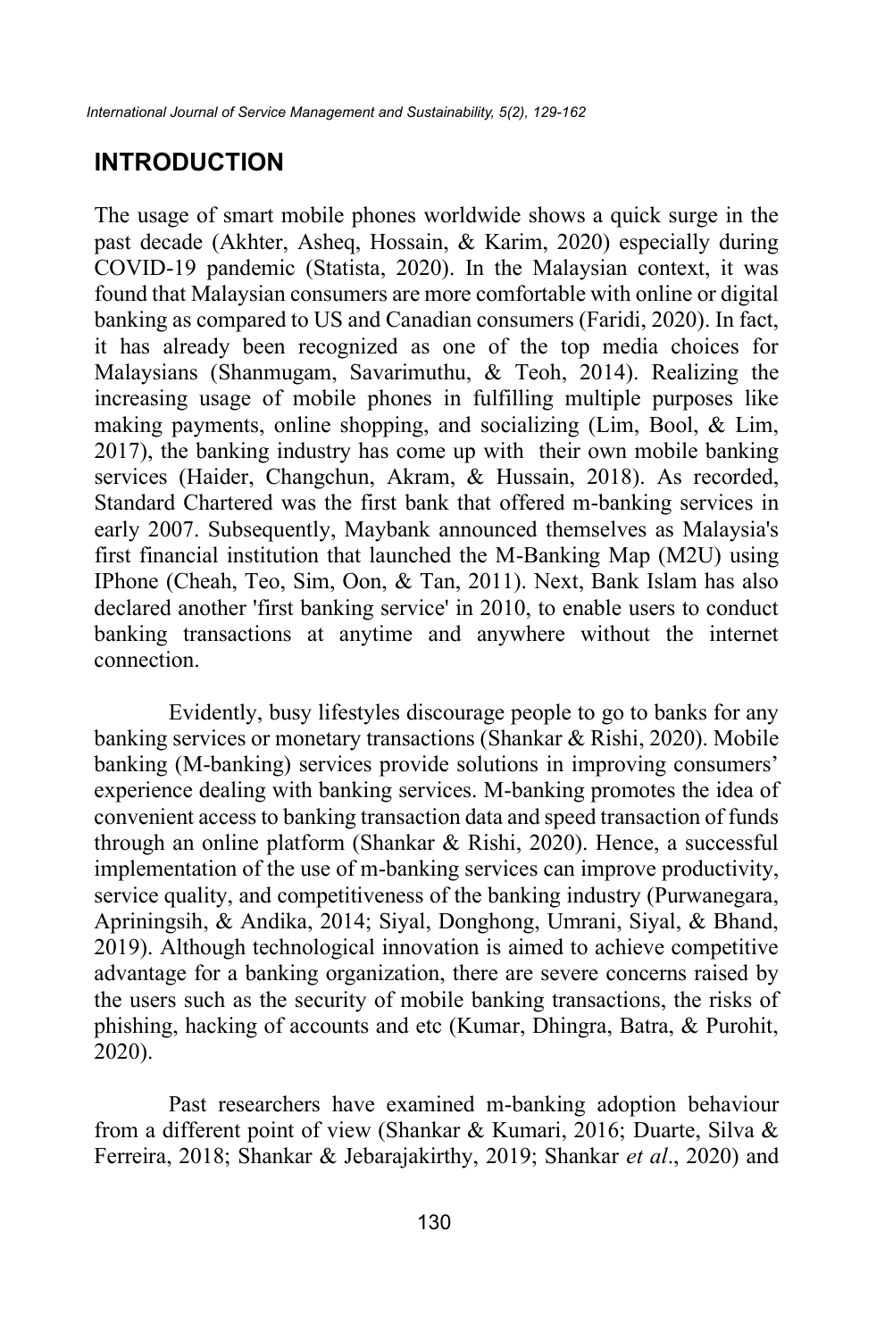## INTRODUCTION

The usage of smart mobile phones worldwide shows a quick surge in the past decade (Akhter, Asheq, Hossain, & Karim, 2020) especially during COVID-19 pandemic (Statista, 2020). In the Malaysian context, it was found that Malaysian consumers are more comfortable with online or digital banking as compared to US and Canadian consumers (Faridi, 2020). In fact, it has already been recognized as one of the top media choices for Malaysians (Shanmugam, Savarimuthu, & Teoh, 2014). Realizing the increasing usage of mobile phones in fulfilling multiple purposes like making payments, online shopping, and socializing (Lim, Bool, & Lim, 2017), the banking industry has come up with their own mobile banking services (Haider, Changchun, Akram, & Hussain, 2018). As recorded, Standard Chartered was the first bank that offered m-banking services in early 2007. Subsequently, Maybank announced themselves as Malaysia's first financial institution that launched the M-Banking Map (M2U) using IPhone (Cheah, Teo, Sim, Oon, & Tan, 2011). Next, Bank Islam has also declared another 'first banking service' in 2010, to enable users to conduct banking transactions at anytime and anywhere without the internet connection.

Evidently, busy lifestyles discourage people to go to banks for any banking services or monetary transactions (Shankar & Rishi, 2020). Mobile banking (M-banking) services provide solutions in improving consumers' experience dealing with banking services. M-banking promotes the idea of convenient access to banking transaction data and speed transaction of funds through an online platform (Shankar & Rishi, 2020). Hence, a successful implementation of the use of m-banking services can improve productivity, service quality, and competitiveness of the banking industry (Purwanegara, Apriningsih, & Andika, 2014; Siyal, Donghong, Umrani, Siyal, & Bhand, 2019). Although technological innovation is aimed to achieve competitive advantage for a banking organization, there are severe concerns raised by the users such as the security of mobile banking transactions, the risks of phishing, hacking of accounts and etc (Kumar, Dhingra, Batra, & Purohit, 2020).

Past researchers have examined m-banking adoption behaviour from a different point of view (Shankar & Kumari, 2016; Duarte, Silva & Ferreira, 2018; Shankar & Jebarajakirthy, 2019; Shankar *et al*., 2020) and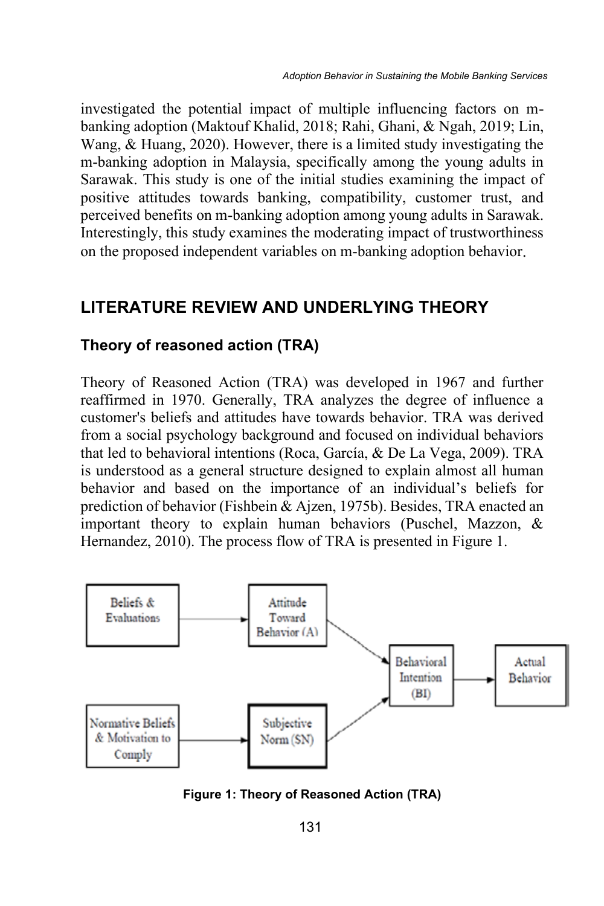investigated the potential impact of multiple influencing factors on m-banking adoption (Maktouf Khalid, 2018; Rahi, Ghani, & Ngah, 2019; Lin, Wang, & Huang, 2020). However, there is a limited study investigating the m-banking adoption in Malaysia, specifically among the young adults in Sarawak. This study is one of the initial studies examining the impact of positive attitudes towards banking, compatibility, customer trust, and perceived benefits on m-banking adoption among young adults in Sarawak. Interestingly, this study examines the moderating impact of trustworthiness on the proposed independent variables on m-banking adoption behavior.

## LITERATURE REVIEW AND UNDERLYING THEORY

### Theory of reasoned action (TRA)

Theory of Reasoned Action (TRA) was developed in 1967 and further reaffirmed in 1970. Generally, TRA analyzes the degree of influence a customer's beliefs and attitudes have towards behavior. TRA was derived from a social psychology background and focused on individual behaviors that led to behavioral intentions (Roca, García, & De La Vega, 2009). TRA is understood as a general structure designed to explain almost all human behavior and based on the importance of an individual's beliefs for prediction of behavior (Fishbein & Ajzen, 1975b). Besides, TRA enacted an important theory to explain human behaviors (Puschel, Mazzon, & Hernandez, 2010). The process flow of TRA is presented in Figure 1.

**Figure 1: Theory of Reasoned Action (TRA)**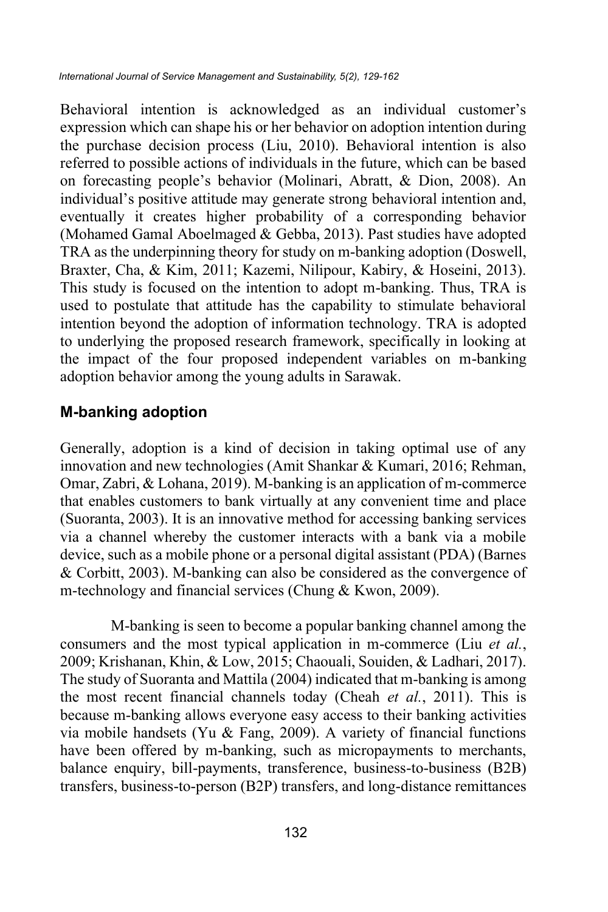Behavioral intention is acknowledged as an individual customer's expression which can shape his or her behavior on adoption intention during the purchase decision process (Liu, 2010). Behavioral intention is also referred to possible actions of individuals in the future, which can be based on forecasting people's behavior (Molinari, Abratt, & Dion, 2008). An individual's positive attitude may generate strong behavioral intention and, eventually it creates higher probability of a corresponding behavior (Mohamed Gamal Aboelmaged & Gebba, 2013). Past studies have adopted TRA as the underpinning theory for study on m-banking adoption (Doswell, Braxter, Cha, & Kim, 2011; Kazemi, Nilipour, Kabiry, & Hoseini, 2013). This study is focused on the intention to adopt m-banking. Thus, TRA is used to postulate that attitude has the capability to stimulate behavioral intention beyond the adoption of information technology. TRA is adopted to underlying the proposed research framework, specifically in looking at the impact of the four proposed independent variables on m-banking adoption behavior among the young adults in Sarawak.

## M-banking adoption

Generally, adoption is a kind of decision in taking optimal use of any innovation and new technologies (Amit Shankar & Kumari, 2016; Rehman, Omar, Zabri, & Lohana, 2019). M-banking is an application of m-commerce that enables customers to bank virtually at any convenient time and place (Suoranta, 2003). It is an innovative method for accessing banking services via a channel whereby the customer interacts with a bank via a mobile device, such as a mobile phone or a personal digital assistant (PDA) (Barnes & Corbitt, 2003). M-banking can also be considered as the convergence of m-technology and financial services (Chung & Kwon, 2009).

M-banking is seen to become a popular banking channel among the consumers and the most typical application in m-commerce (Liu *et al.*, 2009; Krishanan, Khin, & Low, 2015; Chaouali, Souiden, & Ladhari, 2017). The study of Suoranta and Mattila (2004) indicated that m-banking is among the most recent financial channels today (Cheah *et al.*, 2011). This is because m-banking allows everyone easy access to their banking activities via mobile handsets (Yu & Fang, 2009). A variety of financial functions have been offered by m-banking, such as micropayments to merchants, balance enquiry, bill-payments, transference, business-to-business (B2B) transfers, business-to-person (B2P) transfers, and long-distance remittances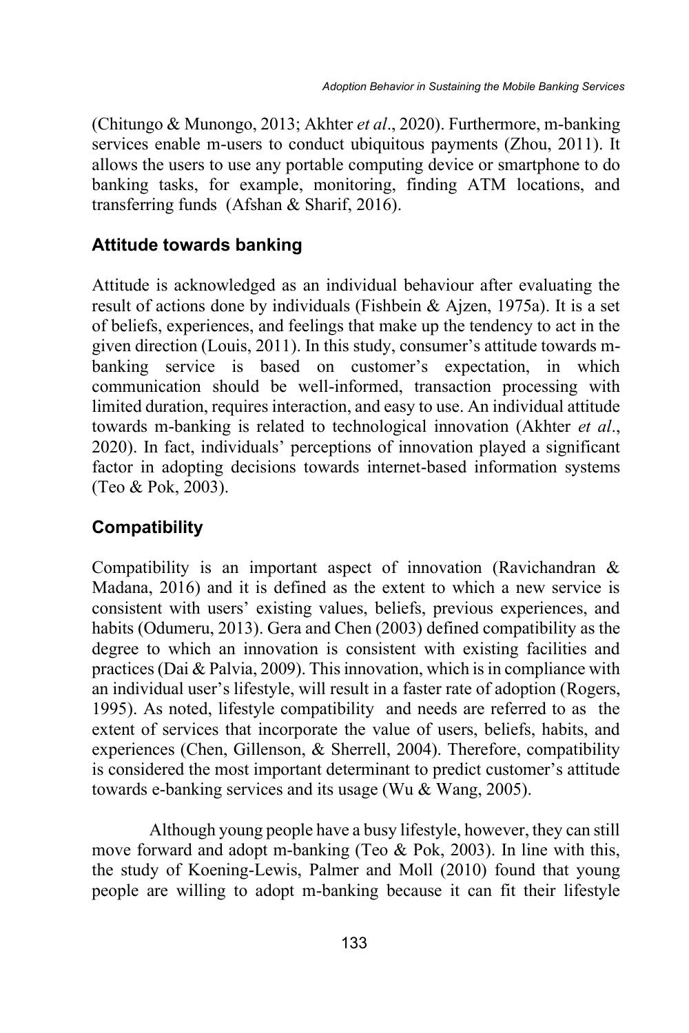(Chitungo & Munongo, 2013; Akhter *et al*., 2020). Furthermore, m-banking services enable m-users to conduct ubiquitous payments (Zhou, 2011). It allows the users to use any portable computing device or smartphone to do banking tasks, for example, monitoring, finding ATM locations, and transferring funds (Afshan & Sharif, 2016).

### Attitude towards banking

Attitude is acknowledged as an individual behaviour after evaluating the result of actions done by individuals (Fishbein & Ajzen, 1975a). It is a set of beliefs, experiences, and feelings that make up the tendency to act in the given direction (Louis, 2011). In this study, consumer's attitude towards m-banking service is based on customer's expectation, in which communication should be well-informed, transaction processing with limited duration, requires interaction, and easy to use. An individual attitude towards m-banking is related to technological innovation (Akhter *et al*., 2020). In fact, individuals' perceptions of innovation played a significant factor in adopting decisions towards internet-based information systems (Teo & Pok, 2003).

### Compatibility

Compatibility is an important aspect of innovation (Ravichandran & Madana, 2016) and it is defined as the extent to which a new service is consistent with users' existing values, beliefs, previous experiences, and habits (Odumeru, 2013). Gera and Chen (2003) defined compatibility as the degree to which an innovation is consistent with existing facilities and practices (Dai & Palvia, 2009). This innovation, which is in compliance with an individual user's lifestyle, will result in a faster rate of adoption (Rogers, 1995). As noted, lifestyle compatibility and needs are referred to as the extent of services that incorporate the value of users, beliefs, habits, and experiences (Chen, Gillenson, & Sherrell, 2004). Therefore, compatibility is considered the most important determinant to predict customer's attitude towards e-banking services and its usage (Wu & Wang, 2005).

Although young people have a busy lifestyle, however, they can still move forward and adopt m-banking (Teo & Pok, 2003). In line with this, the study of Koening-Lewis, Palmer and Moll (2010) found that young people are willing to adopt m-banking because it can fit their lifestyle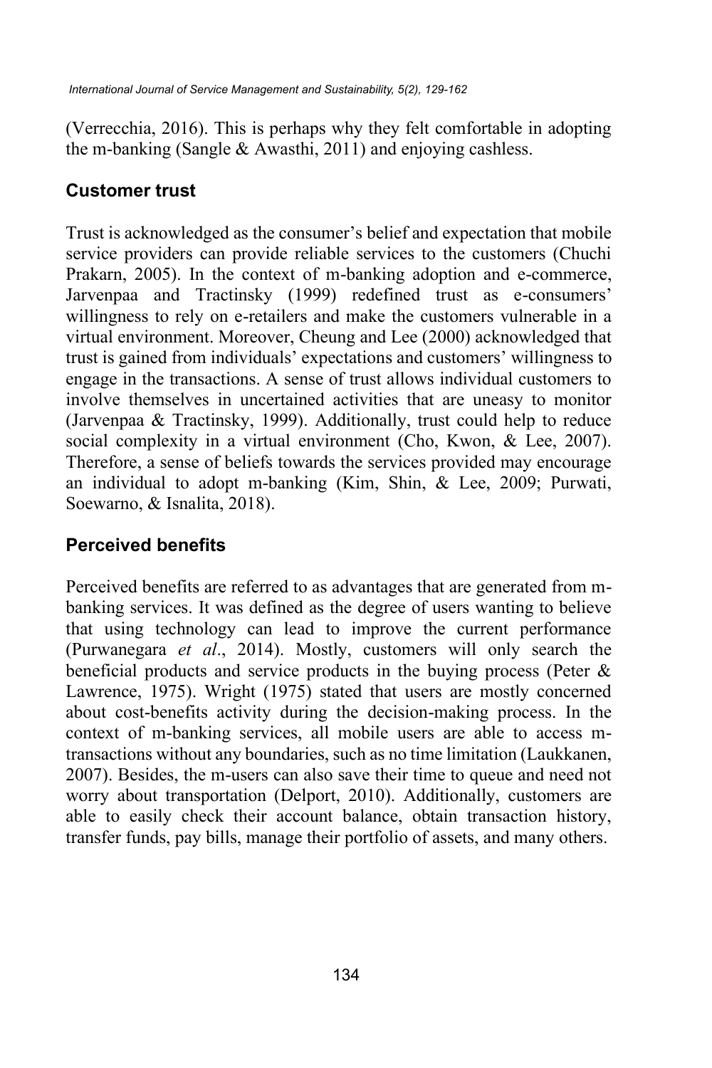(Verrecchia, 2016). This is perhaps why they felt comfortable in adopting the m-banking (Sangle & Awasthi, 2011) and enjoying cashless.

## Customer trust

Trust is acknowledged as the consumer's belief and expectation that mobile service providers can provide reliable services to the customers (Chuchi Prakarn, 2005). In the context of m-banking adoption and e-commerce, Jarvenpaa and Tractinsky (1999) redefined trust as e-consumers' willingness to rely on e-retailers and make the customers vulnerable in a virtual environment. Moreover, Cheung and Lee (2000) acknowledged that trust is gained from individuals' expectations and customers' willingness to engage in the transactions. A sense of trust allows individual customers to involve themselves in uncertained activities that are uneasy to monitor (Jarvenpaa & Tractinsky, 1999). Additionally, trust could help to reduce social complexity in a virtual environment (Cho, Kwon, & Lee, 2007). Therefore, a sense of beliefs towards the services provided may encourage an individual to adopt m-banking (Kim, Shin, & Lee, 2009; Purwati, Soewarno, & Isnalita, 2018).

## Perceived benefits

Perceived benefits are referred to as advantages that are generated from m-banking services. It was defined as the degree of users wanting to believe that using technology can lead to improve the current performance (Purwanegara *et al*., 2014). Mostly, customers will only search the beneficial products and service products in the buying process (Peter & Lawrence, 1975). Wright (1975) stated that users are mostly concerned about cost-benefits activity during the decision-making process. In the context of m-banking services, all mobile users are able to access m-transactions without any boundaries, such as no time limitation (Laukkanen, 2007). Besides, the m-users can also save their time to queue and need not worry about transportation (Delport, 2010). Additionally, customers are able to easily check their account balance, obtain transaction history, transfer funds, pay bills, manage their portfolio of assets, and many others.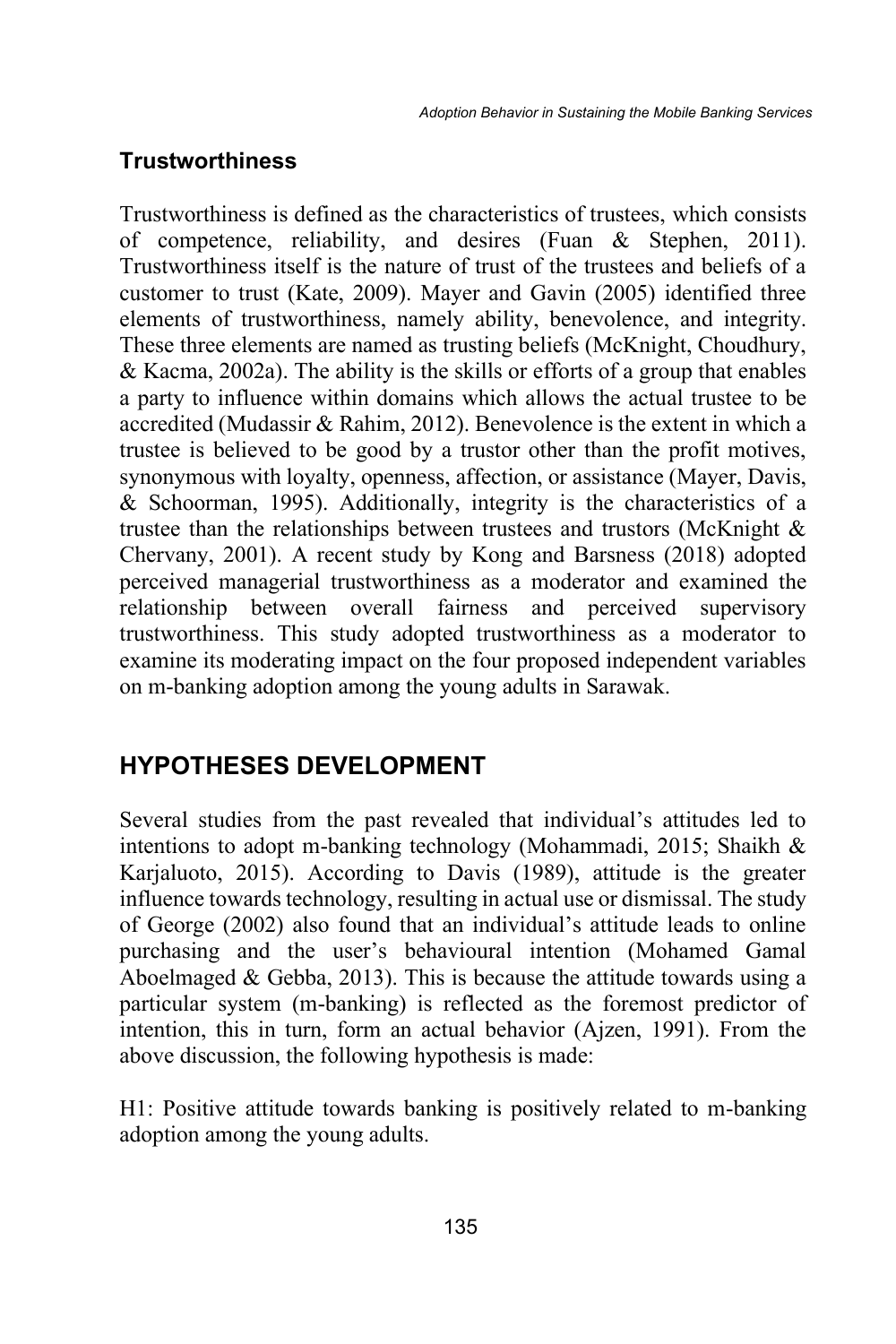### Trustworthiness

Trustworthiness is defined as the characteristics of trustees, which consists of competence, reliability, and desires (Fuan & Stephen, 2011). Trustworthiness itself is the nature of trust of the trustees and beliefs of a customer to trust (Kate, 2009). Mayer and Gavin (2005) identified three elements of trustworthiness, namely ability, benevolence, and integrity. These three elements are named as trusting beliefs (McKnight, Choudhury, & Kacma, 2002a). The ability is the skills or efforts of a group that enables a party to influence within domains which allows the actual trustee to be accredited (Mudassir & Rahim, 2012). Benevolence is the extent in which a trustee is believed to be good by a trustor other than the profit motives, synonymous with loyalty, openness, affection, or assistance (Mayer, Davis, & Schoorman, 1995). Additionally, integrity is the characteristics of a trustee than the relationships between trustees and trustors (McKnight & Chervany, 2001). A recent study by Kong and Barsness (2018) adopted perceived managerial trustworthiness as a moderator and examined the relationship between overall fairness and perceived supervisory trustworthiness. This study adopted trustworthiness as a moderator to examine its moderating impact on the four proposed independent variables on m-banking adoption among the young adults in Sarawak.

## HYPOTHESES DEVELOPMENT

Several studies from the past revealed that individual's attitudes led to intentions to adopt m-banking technology (Mohammadi, 2015; Shaikh & Karjaluoto, 2015). According to Davis (1989), attitude is the greater influence towards technology, resulting in actual use or dismissal. The study of George (2002) also found that an individual's attitude leads to online purchasing and the user's behavioural intention (Mohamed Gamal Aboelmaged & Gebba, 2013). This is because the attitude towards using a particular system (m-banking) is reflected as the foremost predictor of intention, this in turn, form an actual behavior (Ajzen, 1991). From the above discussion, the following hypothesis is made:

H1: Positive attitude towards banking is positively related to m-banking adoption among the young adults.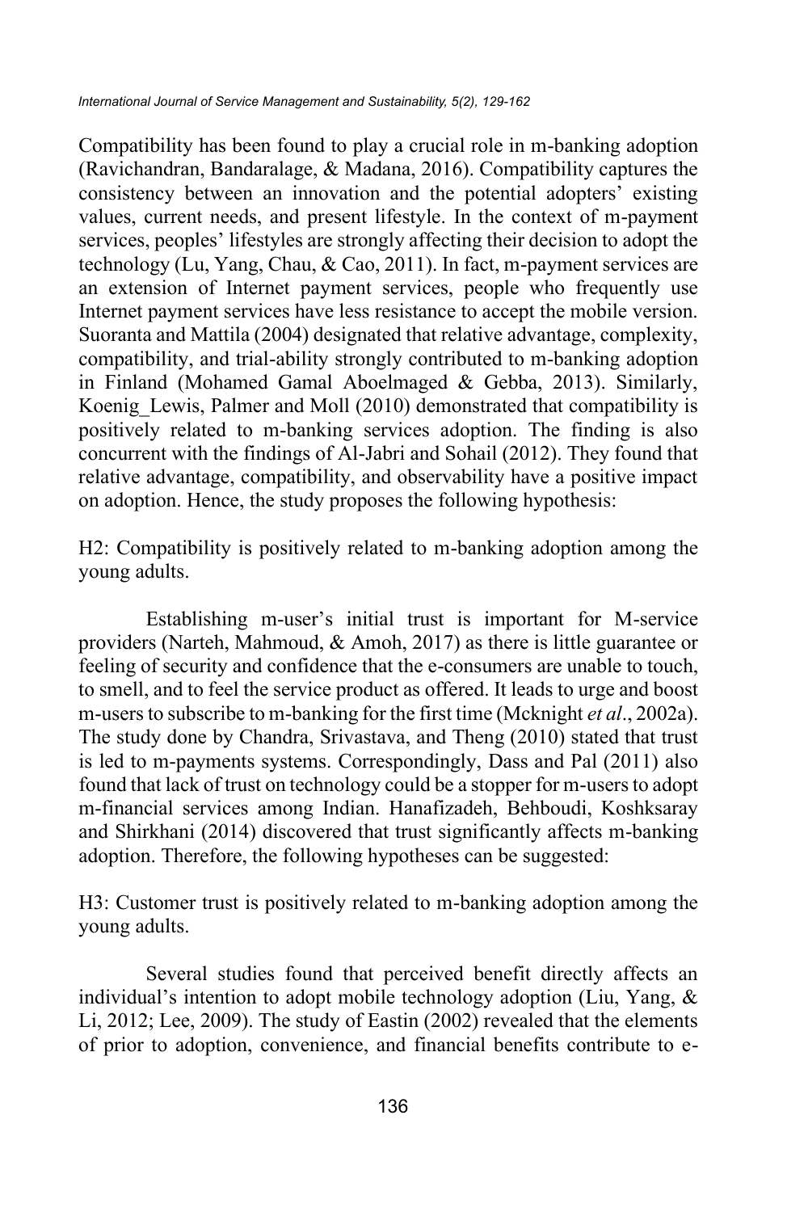Compatibility has been found to play a crucial role in m-banking adoption (Ravichandran, Bandaralage, & Madana, 2016). Compatibility captures the consistency between an innovation and the potential adopters' existing values, current needs, and present lifestyle. In the context of m-payment services, peoples' lifestyles are strongly affecting their decision to adopt the technology (Lu, Yang, Chau, & Cao, 2011). In fact, m-payment services are an extension of Internet payment services, people who frequently use Internet payment services have less resistance to accept the mobile version. Suoranta and Mattila (2004) designated that relative advantage, complexity, compatibility, and trial-ability strongly contributed to m-banking adoption in Finland (Mohamed Gamal Aboelmaged & Gebba, 2013). Similarly, Koenig_Lewis, Palmer and Moll (2010) demonstrated that compatibility is positively related to m-banking services adoption. The finding is also concurrent with the findings of Al-Jabri and Sohail (2012). They found that relative advantage, compatibility, and observability have a positive impact on adoption. Hence, the study proposes the following hypothesis:

H2: Compatibility is positively related to m-banking adoption among the young adults.

Establishing m-user's initial trust is important for M-service providers (Narteh, Mahmoud, & Amoh, 2017) as there is little guarantee or feeling of security and confidence that the e-consumers are unable to touch, to smell, and to feel the service product as offered. It leads to urge and boost m-users to subscribe to m-banking for the first time (Mcknight *et al*., 2002a). The study done by Chandra, Srivastava, and Theng (2010) stated that trust is led to m-payments systems. Correspondingly, Dass and Pal (2011) also found that lack of trust on technology could be a stopper for m-users to adopt m-financial services among Indian. Hanafizadeh, Behboudi, Koshksaray and Shirkhani (2014) discovered that trust significantly affects m-banking adoption. Therefore, the following hypotheses can be suggested:

H3: Customer trust is positively related to m-banking adoption among the young adults.

Several studies found that perceived benefit directly affects an individual's intention to adopt mobile technology adoption (Liu, Yang, & Li, 2012; Lee, 2009). The study of Eastin (2002) revealed that the elements of prior to adoption, convenience, and financial benefits contribute to e-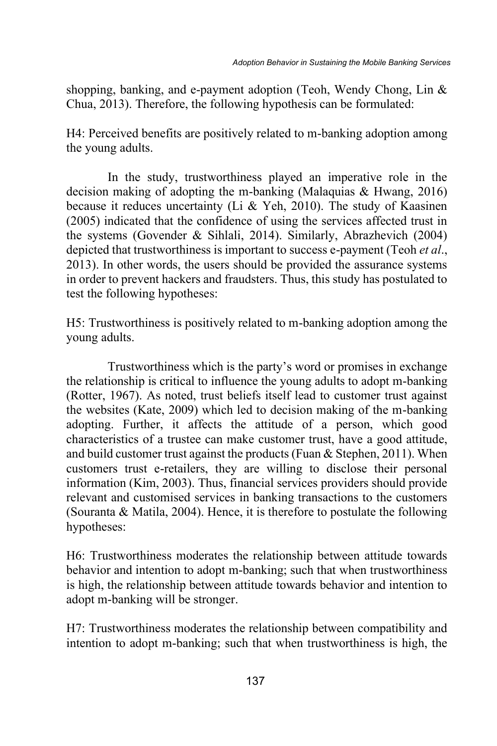shopping, banking, and e-payment adoption (Teoh, Wendy Chong, Lin & Chua, 2013). Therefore, the following hypothesis can be formulated:

H4: Perceived benefits are positively related to m-banking adoption among the young adults.

In the study, trustworthiness played an imperative role in the decision making of adopting the m-banking (Malaquias & Hwang, 2016) because it reduces uncertainty (Li & Yeh, 2010). The study of Kaasinen (2005) indicated that the confidence of using the services affected trust in the systems (Govender & Sihlali, 2014). Similarly, Abrazhevich (2004) depicted that trustworthiness is important to success e-payment (Teoh *et al*., 2013). In other words, the users should be provided the assurance systems in order to prevent hackers and fraudsters. Thus, this study has postulated to test the following hypotheses:

H5: Trustworthiness is positively related to m-banking adoption among the young adults.

Trustworthiness which is the party's word or promises in exchange the relationship is critical to influence the young adults to adopt m-banking (Rotter, 1967). As noted, trust beliefs itself lead to customer trust against the websites (Kate, 2009) which led to decision making of the m-banking adopting. Further, it affects the attitude of a person, which good characteristics of a trustee can make customer trust, have a good attitude, and build customer trust against the products (Fuan & Stephen, 2011). When customers trust e-retailers, they are willing to disclose their personal information (Kim, 2003). Thus, financial services providers should provide relevant and customised services in banking transactions to the customers (Souranta & Matila, 2004). Hence, it is therefore to postulate the following hypotheses:

H6: Trustworthiness moderates the relationship between attitude towards behavior and intention to adopt m-banking; such that when trustworthiness is high, the relationship between attitude towards behavior and intention to adopt m-banking will be stronger.

H7: Trustworthiness moderates the relationship between compatibility and intention to adopt m-banking; such that when trustworthiness is high, the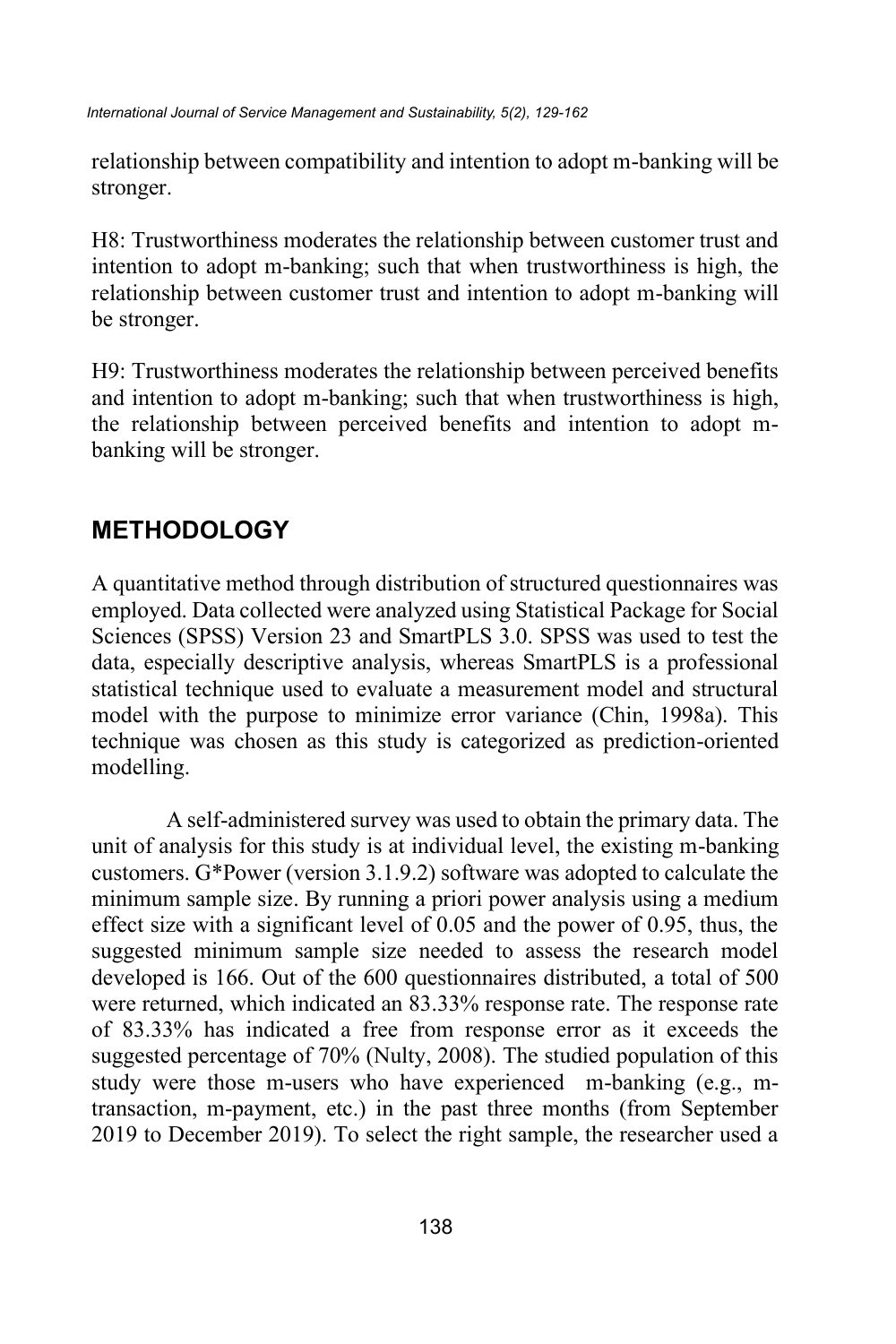relationship between compatibility and intention to adopt m-banking will be stronger.

H8: Trustworthiness moderates the relationship between customer trust and intention to adopt m-banking; such that when trustworthiness is high, the relationship between customer trust and intention to adopt m-banking will be stronger.

H9: Trustworthiness moderates the relationship between perceived benefits and intention to adopt m-banking; such that when trustworthiness is high, the relationship between perceived benefits and intention to adopt m-banking will be stronger.

## METHODOLOGY

A quantitative method through distribution of structured questionnaires was employed. Data collected were analyzed using Statistical Package for Social Sciences (SPSS) Version 23 and SmartPLS 3.0. SPSS was used to test the data, especially descriptive analysis, whereas SmartPLS is a professional statistical technique used to evaluate a measurement model and structural model with the purpose to minimize error variance (Chin, 1998a). This technique was chosen as this study is categorized as prediction-oriented modelling.

A self-administered survey was used to obtain the primary data. The unit of analysis for this study is at individual level, the existing m-banking customers. G*Power (version 3.1.9.2) software was adopted to calculate the minimum sample size. By running a priori power analysis using a medium effect size with a significant level of 0.05 and the power of 0.95, thus, the suggested minimum sample size needed to assess the research model developed is 166. Out of the 600 questionnaires distributed, a total of 500 were returned, which indicated an 83.33% response rate. The response rate of 83.33% has indicated a free from response error as it exceeds the suggested percentage of 70% (Nulty, 2008). The studied population of this study were those m-users who have experienced m-banking (e.g., m-transaction, m-payment, etc.) in the past three months (from September 2019 to December 2019). To select the right sample, the researcher used a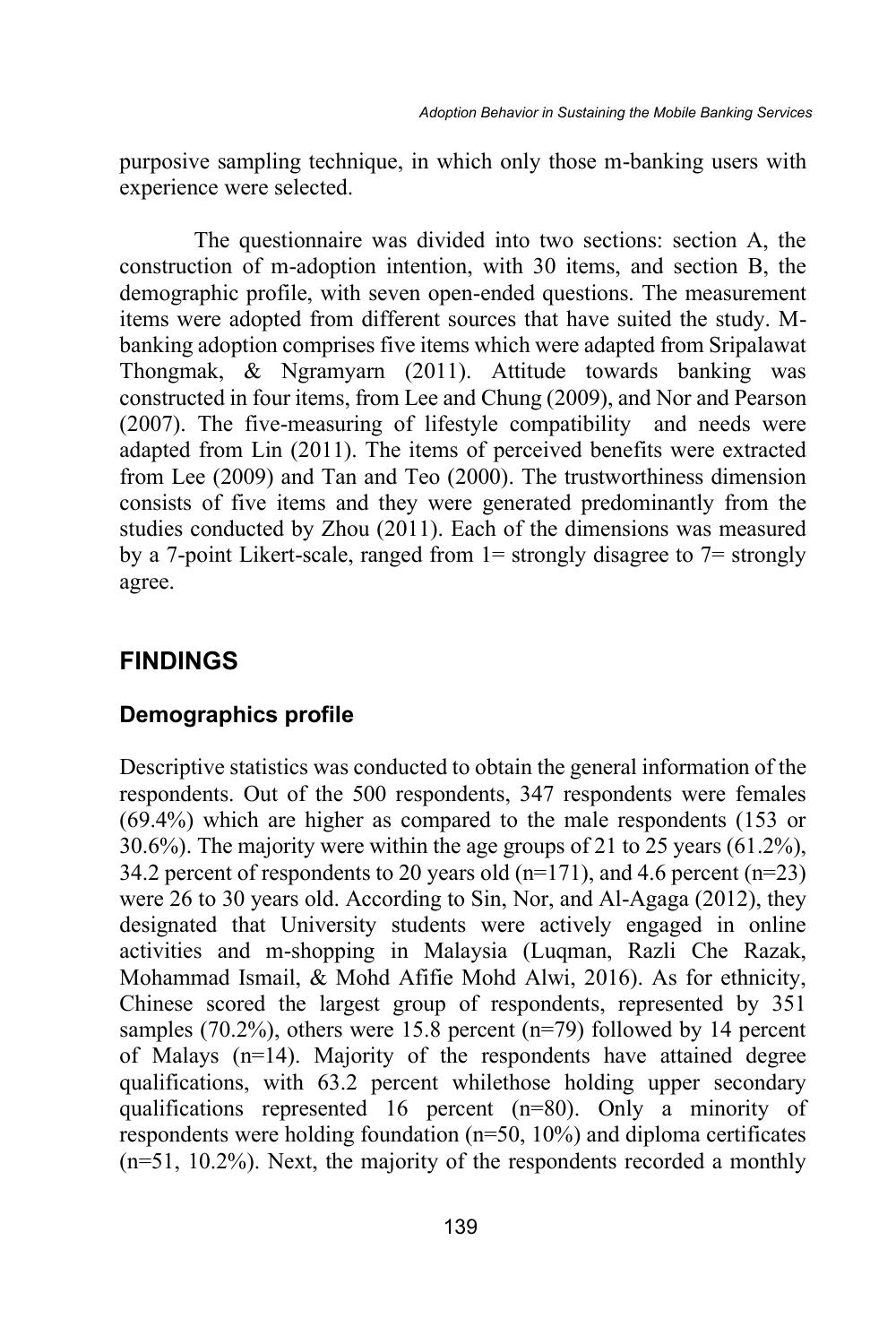purposive sampling technique, in which only those m-banking users with experience were selected.

The questionnaire was divided into two sections: section A, the construction of m-adoption intention, with 30 items, and section B, the demographic profile, with seven open-ended questions. The measurement items were adopted from different sources that have suited the study. M-banking adoption comprises five items which were adapted from Sripalawat Thongmak, & Ngramyarn (2011). Attitude towards banking was constructed in four items, from Lee and Chung (2009), and Nor and Pearson (2007). The five-measuring of lifestyle compatibility and needs were adapted from Lin (2011). The items of perceived benefits were extracted from Lee (2009) and Tan and Teo (2000). The trustworthiness dimension consists of five items and they were generated predominantly from the studies conducted by Zhou (2011). Each of the dimensions was measured by a 7-point Likert-scale, ranged from 1= strongly disagree to 7= strongly agree.

## FINDINGS

### Demographics profile

Descriptive statistics was conducted to obtain the general information of the respondents. Out of the 500 respondents, 347 respondents were females (69.4%) which are higher as compared to the male respondents (153 or 30.6%). The majority were within the age groups of 21 to 25 years (61.2%), 34.2 percent of respondents to 20 years old (n=171), and 4.6 percent (n=23) were 26 to 30 years old. According to Sin, Nor, and Al-Agaga (2012), they designated that University students were actively engaged in online activities and m-shopping in Malaysia (Luqman, Razli Che Razak, Mohammad Ismail, & Mohd Afifie Mohd Alwi, 2016). As for ethnicity, Chinese scored the largest group of respondents, represented by 351 samples (70.2%), others were 15.8 percent (n=79) followed by 14 percent of Malays (n=14). Majority of the respondents have attained degree qualifications, with 63.2 percent whilethose holding upper secondary qualifications represented 16 percent (n=80). Only a minority of respondents were holding foundation (n=50, 10%) and diploma certificates (n=51, 10.2%). Next, the majority of the respondents recorded a monthly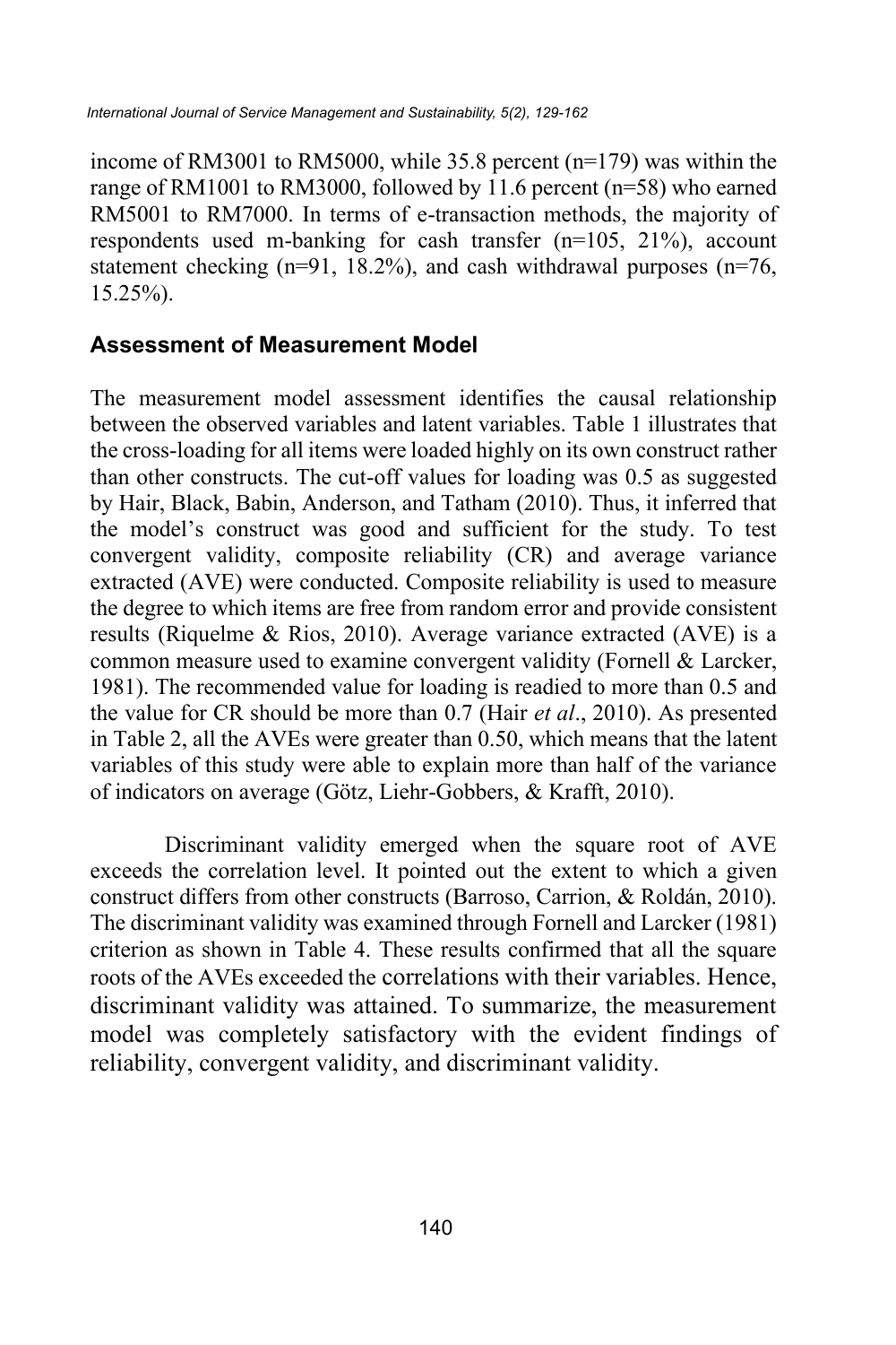income of RM3001 to RM5000, while 35.8 percent (n=179) was within the range of RM1001 to RM3000, followed by 11.6 percent (n=58) who earned RM5001 to RM7000. In terms of e-transaction methods, the majority of respondents used m-banking for cash transfer (n=105, 21%), account statement checking (n=91, 18.2%), and cash withdrawal purposes (n=76, 15.25%).

## Assessment of Measurement Model

The measurement model assessment identifies the causal relationship between the observed variables and latent variables. Table 1 illustrates that the cross-loading for all items were loaded highly on its own construct rather than other constructs. The cut-off values for loading was 0.5 as suggested by Hair, Black, Babin, Anderson, and Tatham (2010). Thus, it inferred that the model's construct was good and sufficient for the study. To test convergent validity, composite reliability (CR) and average variance extracted (AVE) were conducted. Composite reliability is used to measure the degree to which items are free from random error and provide consistent results (Riquelme & Rios, 2010). Average variance extracted (AVE) is a common measure used to examine convergent validity (Fornell & Larcker, 1981). The recommended value for loading is readied to more than 0.5 and the value for CR should be more than 0.7 (Hair *et al*., 2010). As presented in Table 2, all the AVEs were greater than 0.50, which means that the latent variables of this study were able to explain more than half of the variance of indicators on average (Götz, Liehr-Gobbers, & Krafft, 2010).

Discriminant validity emerged when the square root of AVE exceeds the correlation level. It pointed out the extent to which a given construct differs from other constructs (Barroso, Carrion, & Roldán, 2010). The discriminant validity was examined through Fornell and Larcker (1981) criterion as shown in Table 4. These results confirmed that all the square roots of the AVEs exceeded the correlations with their variables. Hence, discriminant validity was attained. To summarize, the measurement model was completely satisfactory with the evident findings of reliability, convergent validity, and discriminant validity.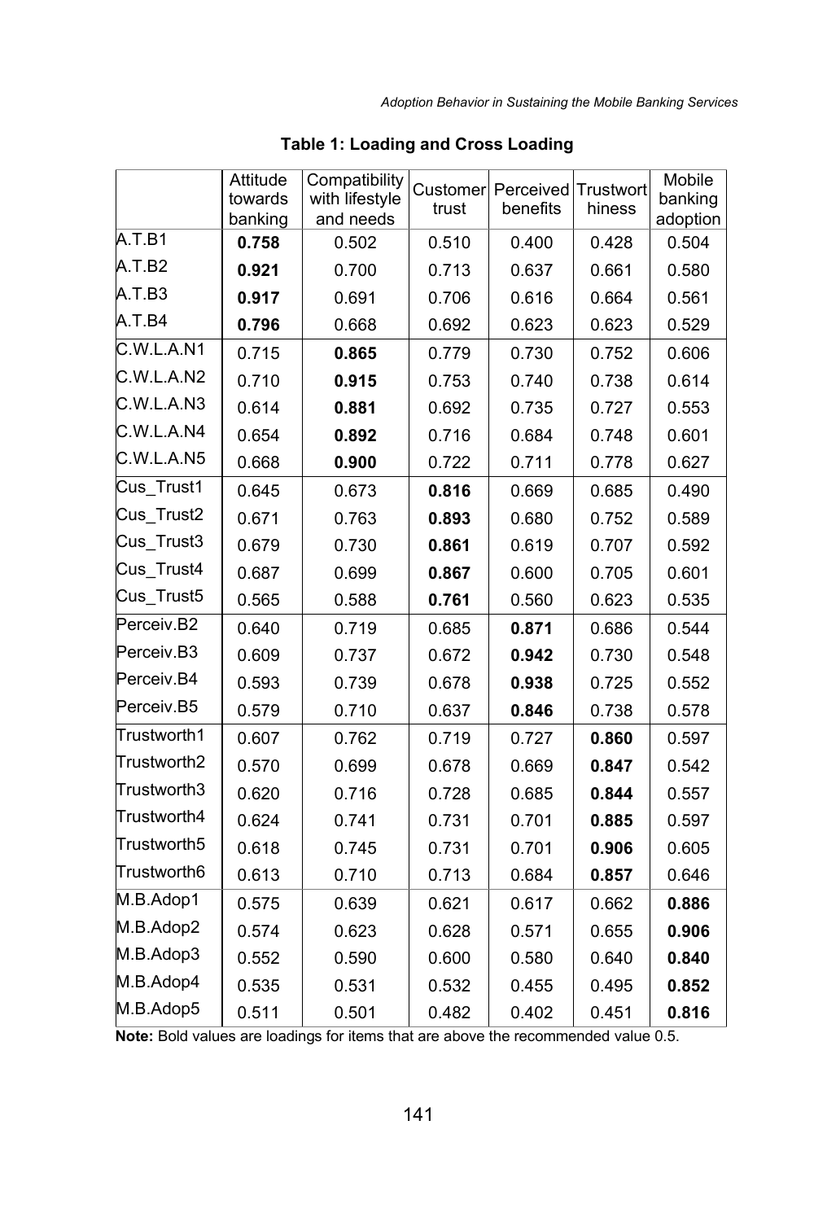**Table 1: Loading and Cross Loading**

| | Attitude towards banking | Compatibility with lifestyle and needs | Customer trust | Perceived benefits | Trustworthiness | Mobile banking adoption |
|---|---|---|---|---|---|---|
| A.T.B1 | **0.758** | 0.502 | 0.510 | 0.400 | 0.428 | 0.504 |
| A.T.B2 | **0.921** | 0.700 | 0.713 | 0.637 | 0.661 | 0.580 |
| A.T.B3 | **0.917** | 0.691 | 0.706 | 0.616 | 0.664 | 0.561 |
| A.T.B4 | **0.796** | 0.668 | 0.692 | 0.623 | 0.623 | 0.529 |
| C.W.L.A.N1 | 0.715 | **0.865** | 0.779 | 0.730 | 0.752 | 0.606 |
| C.W.L.A.N2 | 0.710 | **0.915** | 0.753 | 0.740 | 0.738 | 0.614 |
| C.W.L.A.N3 | 0.614 | **0.881** | 0.692 | 0.735 | 0.727 | 0.553 |
| C.W.L.A.N4 | 0.654 | **0.892** | 0.716 | 0.684 | 0.748 | 0.601 |
| C.W.L.A.N5 | 0.668 | **0.900** | 0.722 | 0.711 | 0.778 | 0.627 |
| Cus_Trust1 | 0.645 | 0.673 | **0.816** | 0.669 | 0.685 | 0.490 |
| Cus_Trust2 | 0.671 | 0.763 | **0.893** | 0.680 | 0.752 | 0.589 |
| Cus_Trust3 | 0.679 | 0.730 | **0.861** | 0.619 | 0.707 | 0.592 |
| Cus_Trust4 | 0.687 | 0.699 | **0.867** | 0.600 | 0.705 | 0.601 |
| Cus_Trust5 | 0.565 | 0.588 | **0.761** | 0.560 | 0.623 | 0.535 |
| Perceiv.B2 | 0.640 | 0.719 | 0.685 | **0.871** | 0.686 | 0.544 |
| Perceiv.B3 | 0.609 | 0.737 | 0.672 | **0.942** | 0.730 | 0.548 |
| Perceiv.B4 | 0.593 | 0.739 | 0.678 | **0.938** | 0.725 | 0.552 |
| Perceiv.B5 | 0.579 | 0.710 | 0.637 | **0.846** | 0.738 | 0.578 |
| Trustworth1 | 0.607 | 0.762 | 0.719 | 0.727 | **0.860** | 0.597 |
| Trustworth2 | 0.570 | 0.699 | 0.678 | 0.669 | **0.847** | 0.542 |
| Trustworth3 | 0.620 | 0.716 | 0.728 | 0.685 | **0.844** | 0.557 |
| Trustworth4 | 0.624 | 0.741 | 0.731 | 0.701 | **0.885** | 0.597 |
| Trustworth5 | 0.618 | 0.745 | 0.731 | 0.701 | **0.906** | 0.605 |
| Trustworth6 | 0.613 | 0.710 | 0.713 | 0.684 | **0.857** | 0.646 |
| M.B.Adop1 | 0.575 | 0.639 | 0.621 | 0.617 | 0.662 | **0.886** |
| M.B.Adop2 | 0.574 | 0.623 | 0.628 | 0.571 | 0.655 | **0.906** |
| M.B.Adop3 | 0.552 | 0.590 | 0.600 | 0.580 | 0.640 | **0.840** |
| M.B.Adop4 | 0.535 | 0.531 | 0.532 | 0.455 | 0.495 | **0.852** |
| M.B.Adop5 | 0.511 | 0.501 | 0.482 | 0.402 | 0.451 | **0.816** |

**Note:** Bold values are loadings for items that are above the recommended value 0.5.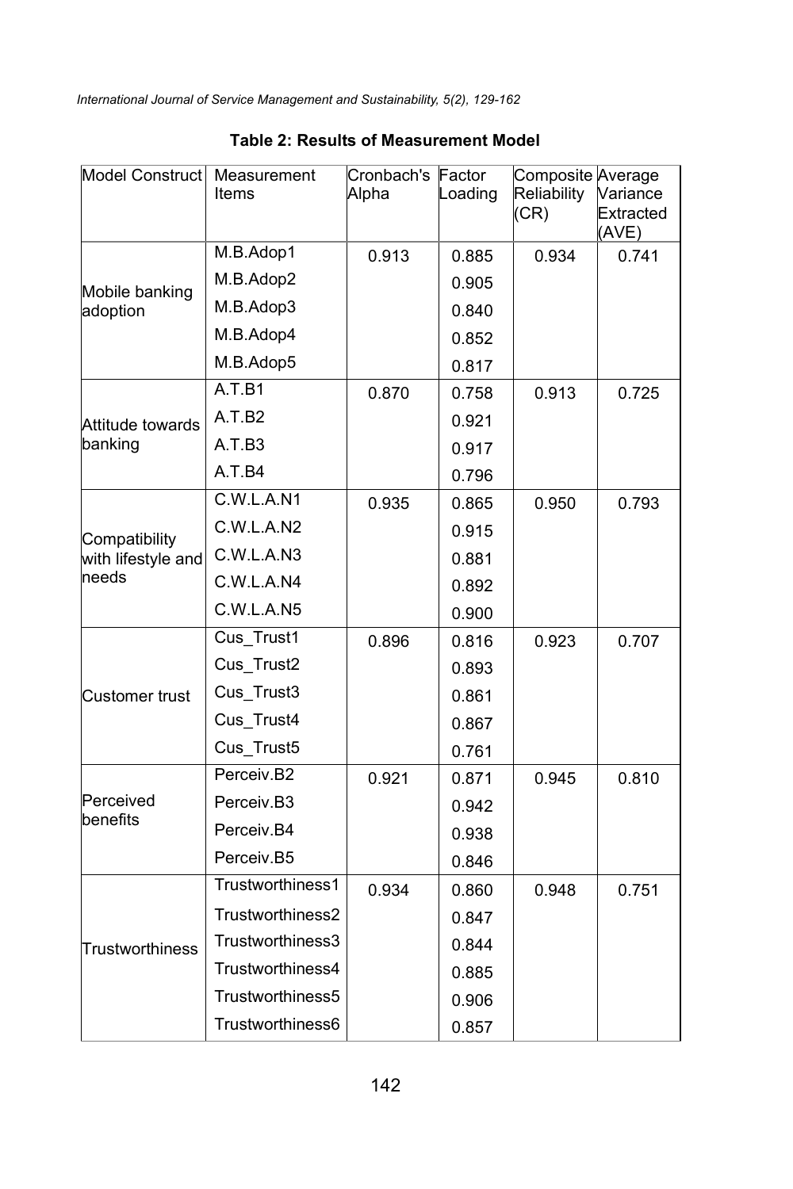**Table 2: Results of Measurement Model**

| Model Construct | Measurement Items | Cronbach's Alpha | Factor Loading | Composite Reliability (CR) | Average Variance Extracted (AVE) |
|---|---|---|---|---|---|
| Mobile banking adoption | M.B.Adop1 | 0.913 | 0.885 | 0.934 | 0.741 |
| | M.B.Adop2 | | 0.905 | | |
| | M.B.Adop3 | | 0.840 | | |
| | M.B.Adop4 | | 0.852 | | |
| | M.B.Adop5 | | 0.817 | | |
| Attitude towards banking | A.T.B1 | 0.870 | 0.758 | 0.913 | 0.725 |
| | A.T.B2 | | 0.921 | | |
| | A.T.B3 | | 0.917 | | |
| | A.T.B4 | | 0.796 | | |
| Compatibility with lifestyle and needs | C.W.L.A.N1 | 0.935 | 0.865 | 0.950 | 0.793 |
| | C.W.L.A.N2 | | 0.915 | | |
| | C.W.L.A.N3 | | 0.881 | | |
| | C.W.L.A.N4 | | 0.892 | | |
| | C.W.L.A.N5 | | 0.900 | | |
| Customer trust | Cus_Trust1 | 0.896 | 0.816 | 0.923 | 0.707 |
| | Cus_Trust2 | | 0.893 | | |
| | Cus_Trust3 | | 0.861 | | |
| | Cus_Trust4 | | 0.867 | | |
| | Cus_Trust5 | | 0.761 | | |
| Perceived benefits | Perceiv.B2 | 0.921 | 0.871 | 0.945 | 0.810 |
| | Perceiv.B3 | | 0.942 | | |
| | Perceiv.B4 | | 0.938 | | |
| | Perceiv.B5 | | 0.846 | | |
| Trustworthiness | Trustworthiness1 | 0.934 | 0.860 | 0.948 | 0.751 |
| | Trustworthiness2 | | 0.847 | | |
| | Trustworthiness3 | | 0.844 | | |
| | Trustworthiness4 | | 0.885 | | |
| | Trustworthiness5 | | 0.906 | | |
| | Trustworthiness6 | | 0.857 | | |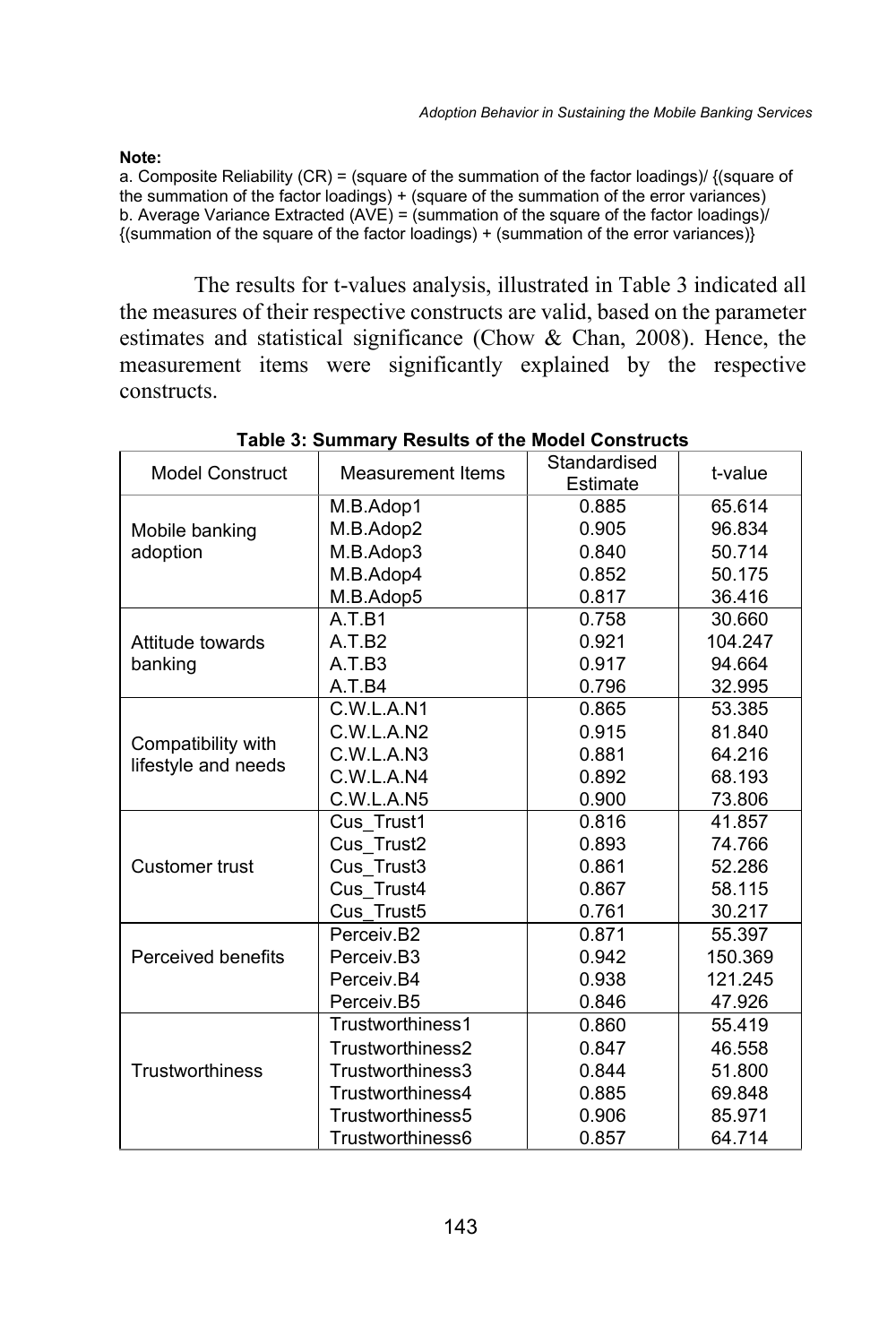**Note:**

a. Composite Reliability (CR) = (square of the summation of the factor loadings)/ {(square of the summation of the factor loadings) + (square of the summation of the error variances)

b. Average Variance Extracted (AVE) = (summation of the square of the factor loadings)/ {(summation of the square of the factor loadings) + (summation of the error variances)}

The results for t-values analysis, illustrated in Table 3 indicated all the measures of their respective constructs are valid, based on the parameter estimates and statistical significance (Chow & Chan, 2008). Hence, the measurement items were significantly explained by the respective constructs.

**Table 3: Summary Results of the Model Constructs**

| Model Construct | Measurement Items | Standardised Estimate | t-value |
|---|---|---|---|
| Mobile banking adoption | M.B.Adop1 | 0.885 | 65.614 |
| | M.B.Adop2 | 0.905 | 96.834 |
| | M.B.Adop3 | 0.840 | 50.714 |
| | M.B.Adop4 | 0.852 | 50.175 |
| | M.B.Adop5 | 0.817 | 36.416 |
| Attitude towards banking | A.T.B1 | 0.758 | 30.660 |
| | A.T.B2 | 0.921 | 104.247 |
| | A.T.B3 | 0.917 | 94.664 |
| | A.T.B4 | 0.796 | 32.995 |
| Compatibility with lifestyle and needs | C.W.L.A.N1 | 0.865 | 53.385 |
| | C.W.L.A.N2 | 0.915 | 81.840 |
| | C.W.L.A.N3 | 0.881 | 64.216 |
| | C.W.L.A.N4 | 0.892 | 68.193 |
| | C.W.L.A.N5 | 0.900 | 73.806 |
| Customer trust | Cus_Trust1 | 0.816 | 41.857 |
| | Cus_Trust2 | 0.893 | 74.766 |
| | Cus_Trust3 | 0.861 | 52.286 |
| | Cus_Trust4 | 0.867 | 58.115 |
| | Cus_Trust5 | 0.761 | 30.217 |
| Perceived benefits | Perceiv.B2 | 0.871 | 55.397 |
| | Perceiv.B3 | 0.942 | 150.369 |
| | Perceiv.B4 | 0.938 | 121.245 |
| | Perceiv.B5 | 0.846 | 47.926 |
| Trustworthiness | Trustworthiness1 | 0.860 | 55.419 |
| | Trustworthiness2 | 0.847 | 46.558 |
| | Trustworthiness3 | 0.844 | 51.800 |
| | Trustworthiness4 | 0.885 | 69.848 |
| | Trustworthiness5 | 0.906 | 85.971 |
| | Trustworthiness6 | 0.857 | 64.714 |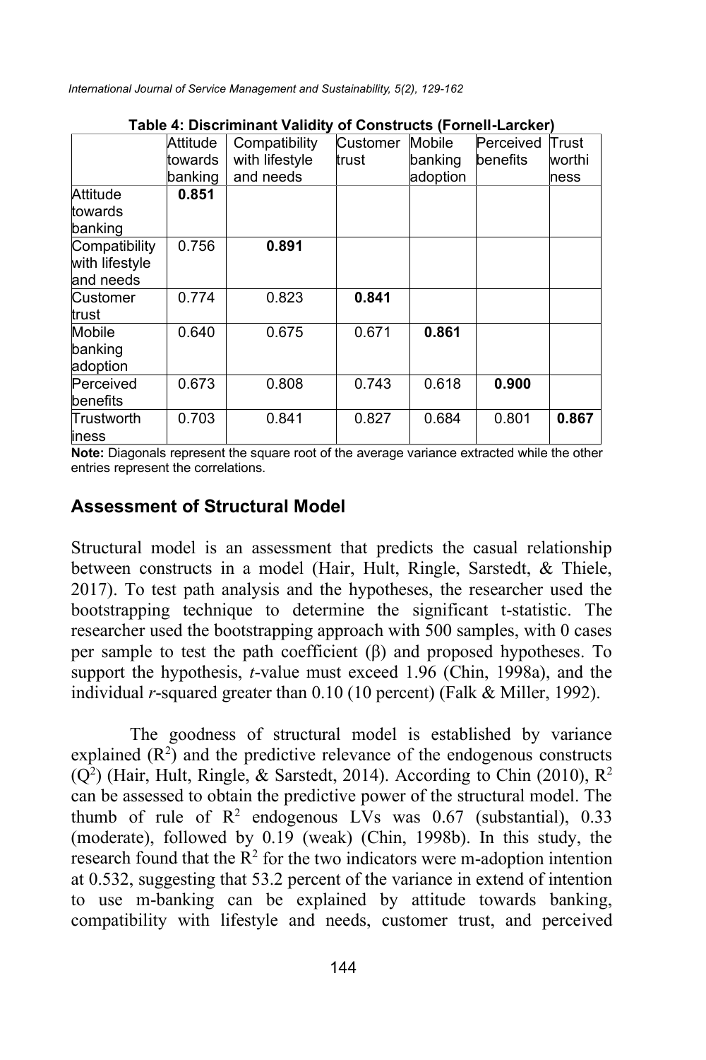**Table 4: Discriminant Validity of Constructs (Fornell-Larcker)**

| | Attitude towards banking | Compatibility with lifestyle and needs | Customer trust | Mobile banking adoption | Perceived benefits | Trust worthi ness |
|---|---|---|---|---|---|---|
| Attitude towards banking | **0.851** | | | | | |
| Compatibility with lifestyle and needs | 0.756 | **0.891** | | | | |
| Customer trust | 0.774 | 0.823 | **0.841** | | | |
| Mobile banking adoption | 0.640 | 0.675 | 0.671 | **0.861** | | |
| Perceived benefits | 0.673 | 0.808 | 0.743 | 0.618 | **0.900** | |
| Trustworth iness | 0.703 | 0.841 | 0.827 | 0.684 | 0.801 | **0.867** |

**Note:** Diagonals represent the square root of the average variance extracted while the other entries represent the correlations.

## Assessment of Structural Model

Structural model is an assessment that predicts the casual relationship between constructs in a model (Hair, Hult, Ringle, Sarstedt, & Thiele, 2017). To test path analysis and the hypotheses, the researcher used the bootstrapping technique to determine the significant t-statistic. The researcher used the bootstrapping approach with 500 samples, with 0 cases per sample to test the path coefficient (β) and proposed hypotheses. To support the hypothesis, *t*-value must exceed 1.96 (Chin, 1998a), and the individual *r*-squared greater than 0.10 (10 percent) (Falk & Miller, 1992).

The goodness of structural model is established by variance explained ($R^2$) and the predictive relevance of the endogenous constructs ($Q^2$) (Hair, Hult, Ringle, & Sarstedt, 2014). According to Chin (2010), $R^2$ can be assessed to obtain the predictive power of the structural model. The thumb of rule of $R^2$ endogenous LVs was 0.67 (substantial), 0.33 (moderate), followed by 0.19 (weak) (Chin, 1998b). In this study, the research found that the $R^2$ for the two indicators were m-adoption intention at 0.532, suggesting that 53.2 percent of the variance in extend of intention to use m-banking can be explained by attitude towards banking, compatibility with lifestyle and needs, customer trust, and perceived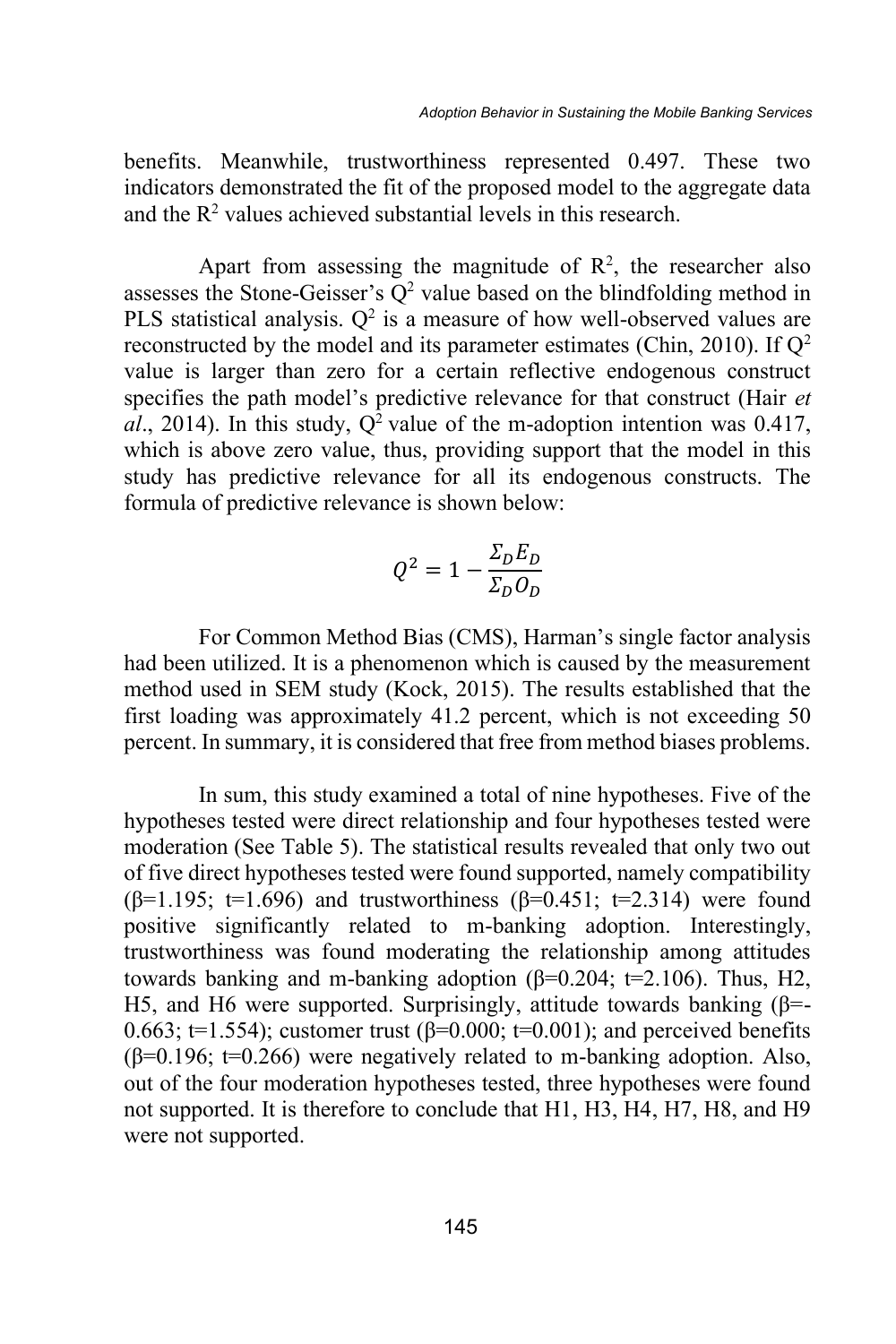benefits. Meanwhile, trustworthiness represented 0.497. These two indicators demonstrated the fit of the proposed model to the aggregate data and the $R^2$ values achieved substantial levels in this research.

Apart from assessing the magnitude of $R^2$, the researcher also assesses the Stone-Geisser's $Q^2$ value based on the blindfolding method in PLS statistical analysis. $Q^2$ is a measure of how well-observed values are reconstructed by the model and its parameter estimates (Chin, 2010). If $Q^2$ value is larger than zero for a certain reflective endogenous construct specifies the path model's predictive relevance for that construct (Hair *et al*., 2014). In this study, $Q^2$ value of the m-adoption intention was 0.417, which is above zero value, thus, providing support that the model in this study has predictive relevance for all its endogenous constructs. The formula of predictive relevance is shown below:

$$Q^2 = 1 - \frac{\Sigma_D E_D}{\Sigma_D O_D}$$

For Common Method Bias (CMS), Harman's single factor analysis had been utilized. It is a phenomenon which is caused by the measurement method used in SEM study (Kock, 2015). The results established that the first loading was approximately 41.2 percent, which is not exceeding 50 percent. In summary, it is considered that free from method biases problems.

In sum, this study examined a total of nine hypotheses. Five of the hypotheses tested were direct relationship and four hypotheses tested were moderation (See Table 5). The statistical results revealed that only two out of five direct hypotheses tested were found supported, namely compatibility ($\beta$=1.195; t=1.696) and trustworthiness ($\beta$=0.451; t=2.314) were found positive significantly related to m-banking adoption. Interestingly, trustworthiness was found moderating the relationship among attitudes towards banking and m-banking adoption ($\beta$=0.204; t=2.106). Thus, H2, H5, and H6 were supported. Surprisingly, attitude towards banking ($\beta$=-0.663; t=1.554); customer trust ($\beta$=0.000; t=0.001); and perceived benefits ($\beta$=0.196; t=0.266) were negatively related to m-banking adoption. Also, out of the four moderation hypotheses tested, three hypotheses were found not supported. It is therefore to conclude that H1, H3, H4, H7, H8, and H9 were not supported.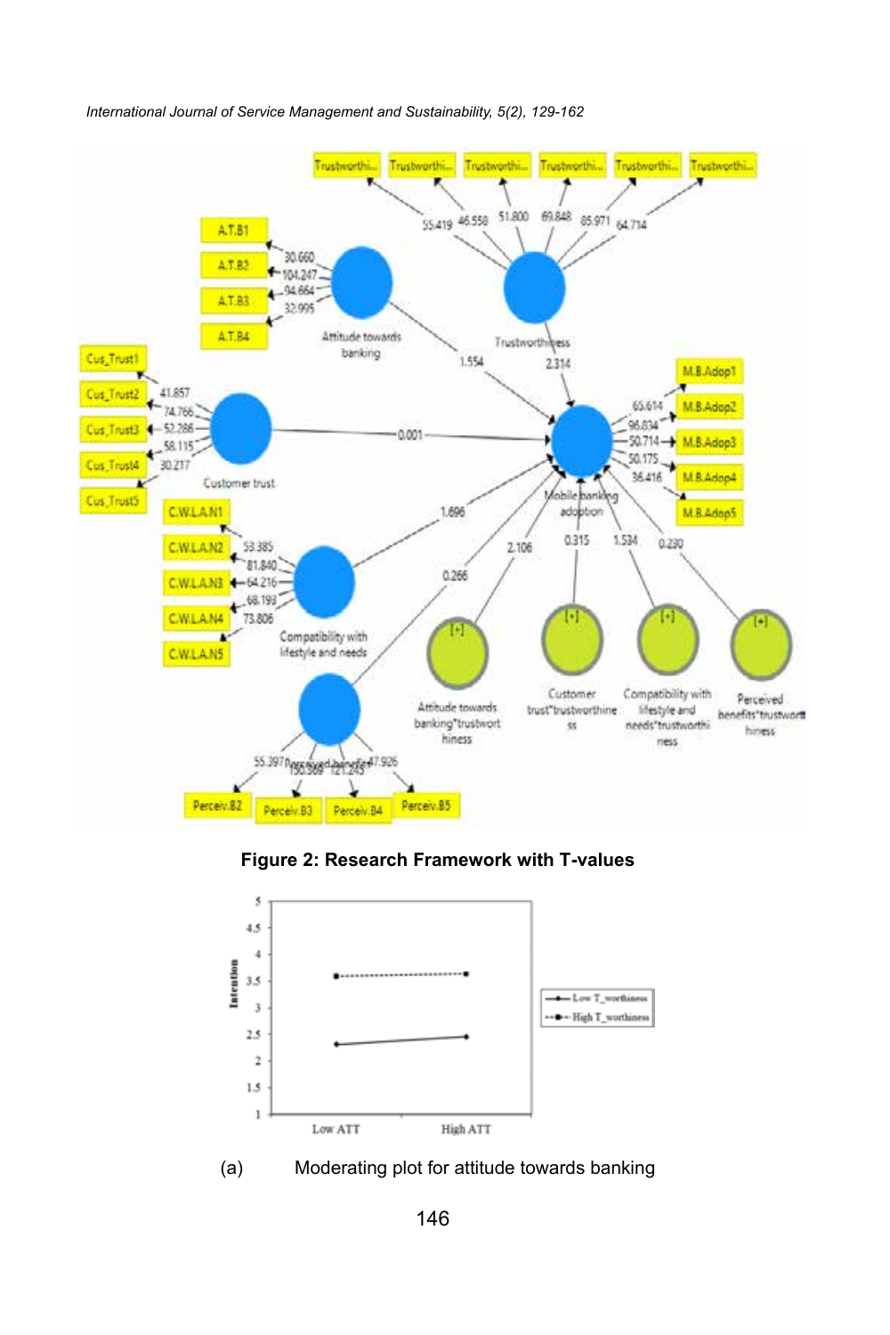**Figure 2: Research Framework with T-values**

(a) Moderating plot for attitude towards banking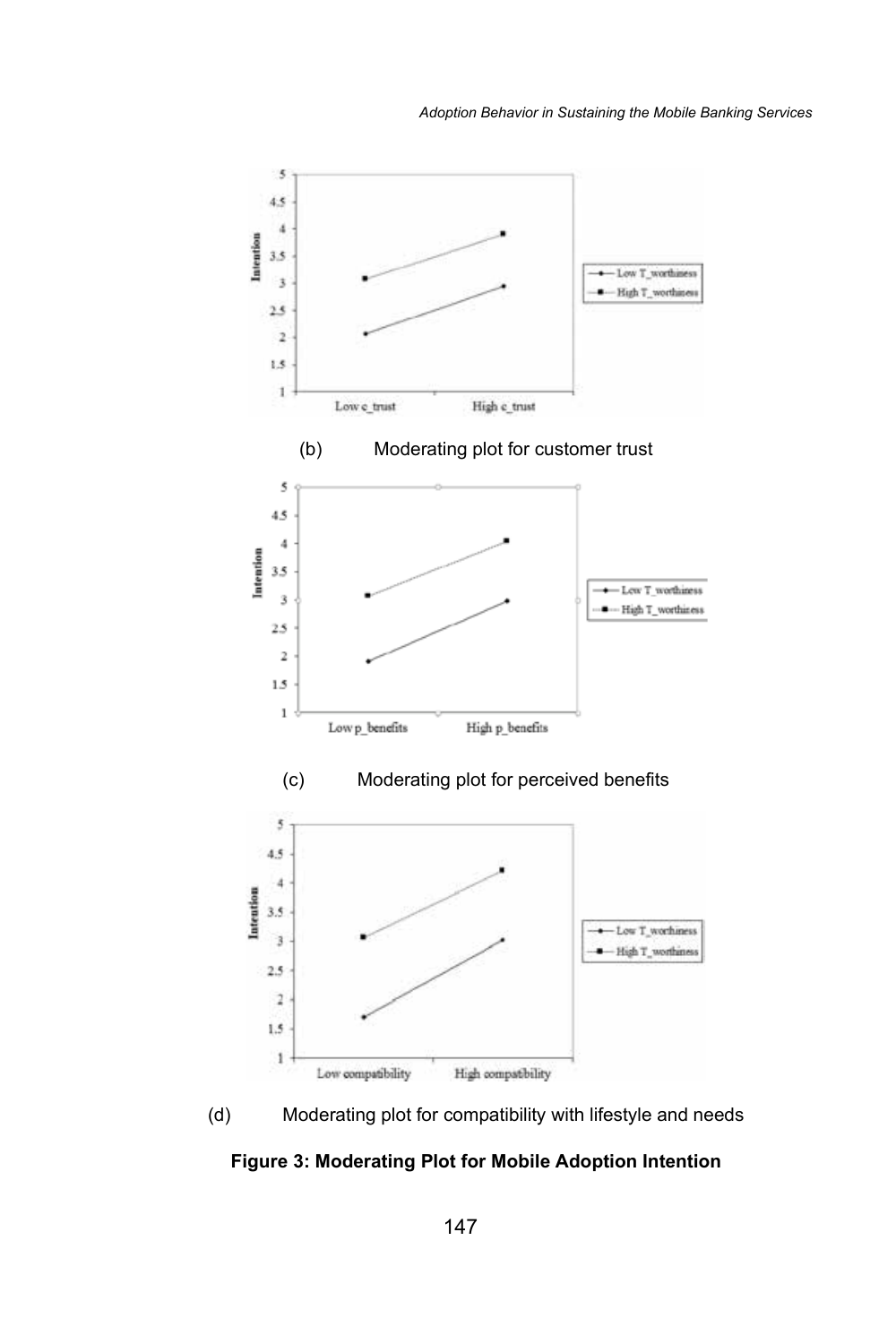(b) Moderating plot for customer trust

(c) Moderating plot for perceived benefits

(d) Moderating plot for compatibility with lifestyle and needs

**Figure 3: Moderating Plot for Mobile Adoption Intention**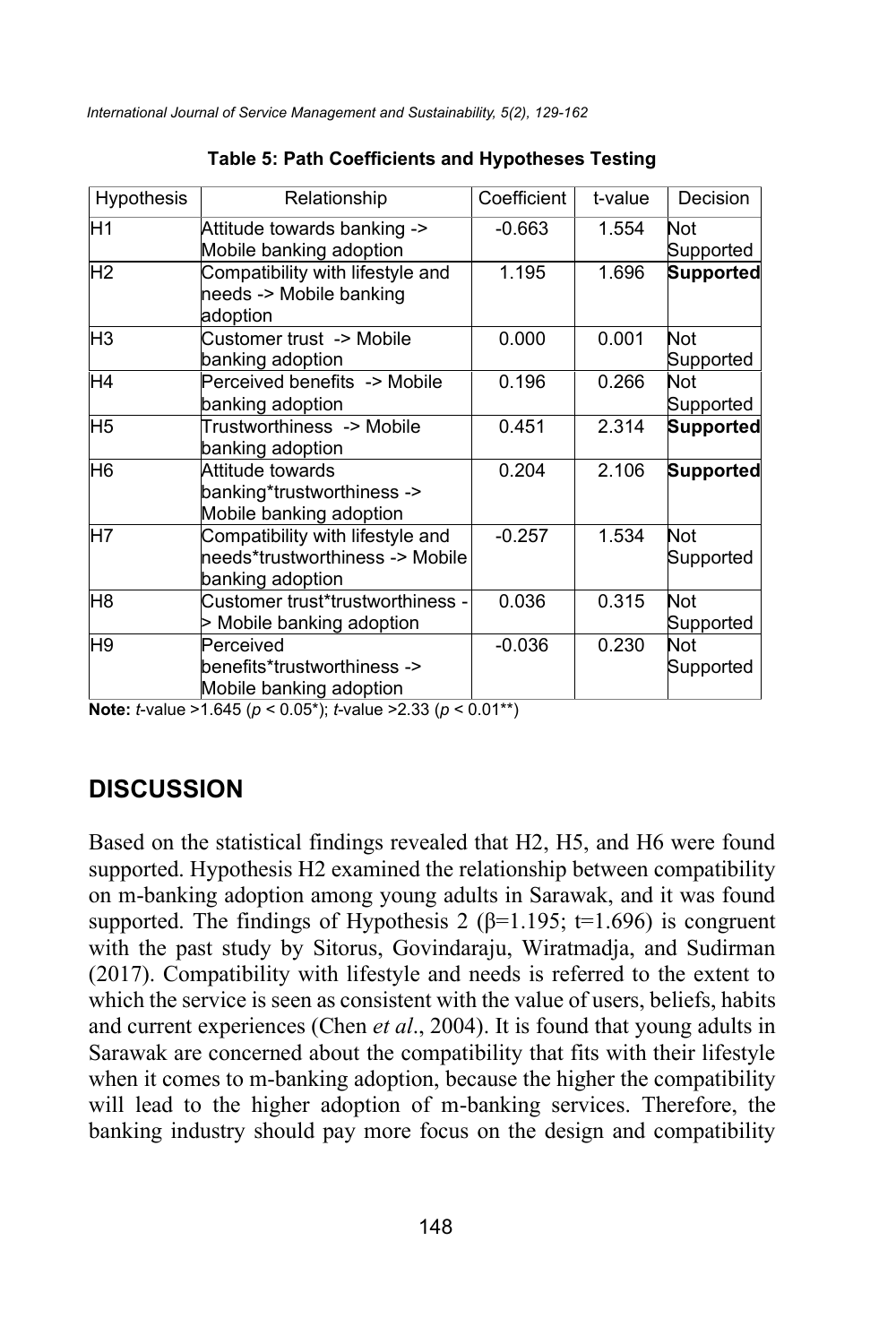**Table 5: Path Coefficients and Hypotheses Testing**

| Hypothesis | Relationship | Coefficient | t-value | Decision |
|---|---|---|---|---|
| H1 | Attitude towards banking -> Mobile banking adoption | -0.663 | 1.554 | Not Supported |
| H2 | Compatibility with lifestyle and needs -> Mobile banking adoption | 1.195 | 1.696 | **Supported** |
| H3 | Customer trust -> Mobile banking adoption | 0.000 | 0.001 | Not Supported |
| H4 | Perceived benefits -> Mobile banking adoption | 0.196 | 0.266 | Not Supported |
| H5 | Trustworthiness -> Mobile banking adoption | 0.451 | 2.314 | **Supported** |
| H6 | Attitude towards banking*trustworthiness -> Mobile banking adoption | 0.204 | 2.106 | **Supported** |
| H7 | Compatibility with lifestyle and needs*trustworthiness -> Mobile banking adoption | -0.257 | 1.534 | Not Supported |
| H8 | Customer trust*trustworthiness -> Mobile banking adoption | 0.036 | 0.315 | Not Supported |
| H9 | Perceived benefits*trustworthiness -> Mobile banking adoption | -0.036 | 0.230 | Not Supported |

**Note:** *t*-value >1.645 ($p < 0.05$*); *t*-value >2.33 ($p < 0.01$**)

## DISCUSSION

Based on the statistical findings revealed that H2, H5, and H6 were found supported. Hypothesis H2 examined the relationship between compatibility on m-banking adoption among young adults in Sarawak, and it was found supported. The findings of Hypothesis 2 ($\beta$=1.195; t=1.696) is congruent with the past study by Sitorus, Govindaraju, Wiratmadja, and Sudirman (2017). Compatibility with lifestyle and needs is referred to the extent to which the service is seen as consistent with the value of users, beliefs, habits and current experiences (Chen *et al*., 2004). It is found that young adults in Sarawak are concerned about the compatibility that fits with their lifestyle when it comes to m-banking adoption, because the higher the compatibility will lead to the higher adoption of m-banking services. Therefore, the banking industry should pay more focus on the design and compatibility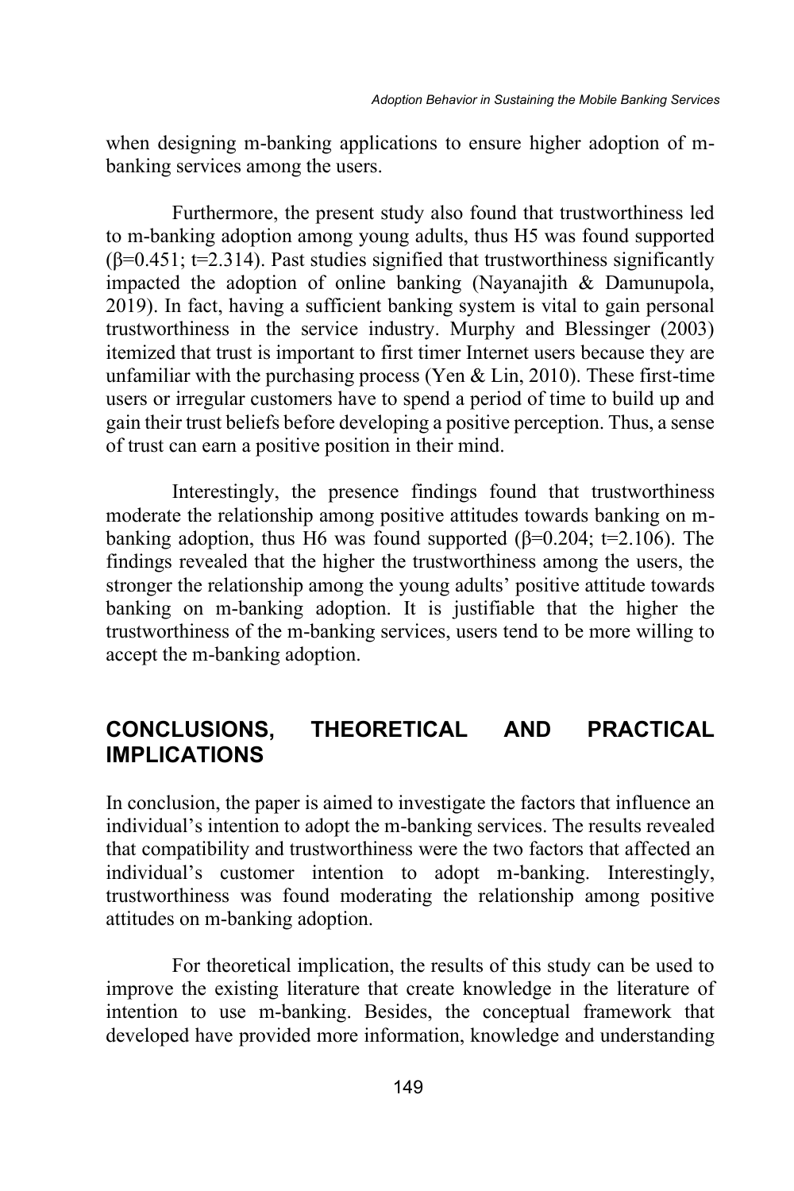when designing m-banking applications to ensure higher adoption of m-banking services among the users.

Furthermore, the present study also found that trustworthiness led to m-banking adoption among young adults, thus H5 was found supported ($\beta$=0.451; t=2.314). Past studies signified that trustworthiness significantly impacted the adoption of online banking (Nayanajith & Damunupola, 2019). In fact, having a sufficient banking system is vital to gain personal trustworthiness in the service industry. Murphy and Blessinger (2003) itemized that trust is important to first timer Internet users because they are unfamiliar with the purchasing process (Yen & Lin, 2010). These first-time users or irregular customers have to spend a period of time to build up and gain their trust beliefs before developing a positive perception. Thus, a sense of trust can earn a positive position in their mind.

Interestingly, the presence findings found that trustworthiness moderate the relationship among positive attitudes towards banking on m-banking adoption, thus H6 was found supported ($\beta$=0.204; t=2.106). The findings revealed that the higher the trustworthiness among the users, the stronger the relationship among the young adults' positive attitude towards banking on m-banking adoption. It is justifiable that the higher the trustworthiness of the m-banking services, users tend to be more willing to accept the m-banking adoption.

## CONCLUSIONS, THEORETICAL AND PRACTICAL IMPLICATIONS

In conclusion, the paper is aimed to investigate the factors that influence an individual's intention to adopt the m-banking services. The results revealed that compatibility and trustworthiness were the two factors that affected an individual's customer intention to adopt m-banking. Interestingly, trustworthiness was found moderating the relationship among positive attitudes on m-banking adoption.

For theoretical implication, the results of this study can be used to improve the existing literature that create knowledge in the literature of intention to use m-banking. Besides, the conceptual framework that developed have provided more information, knowledge and understanding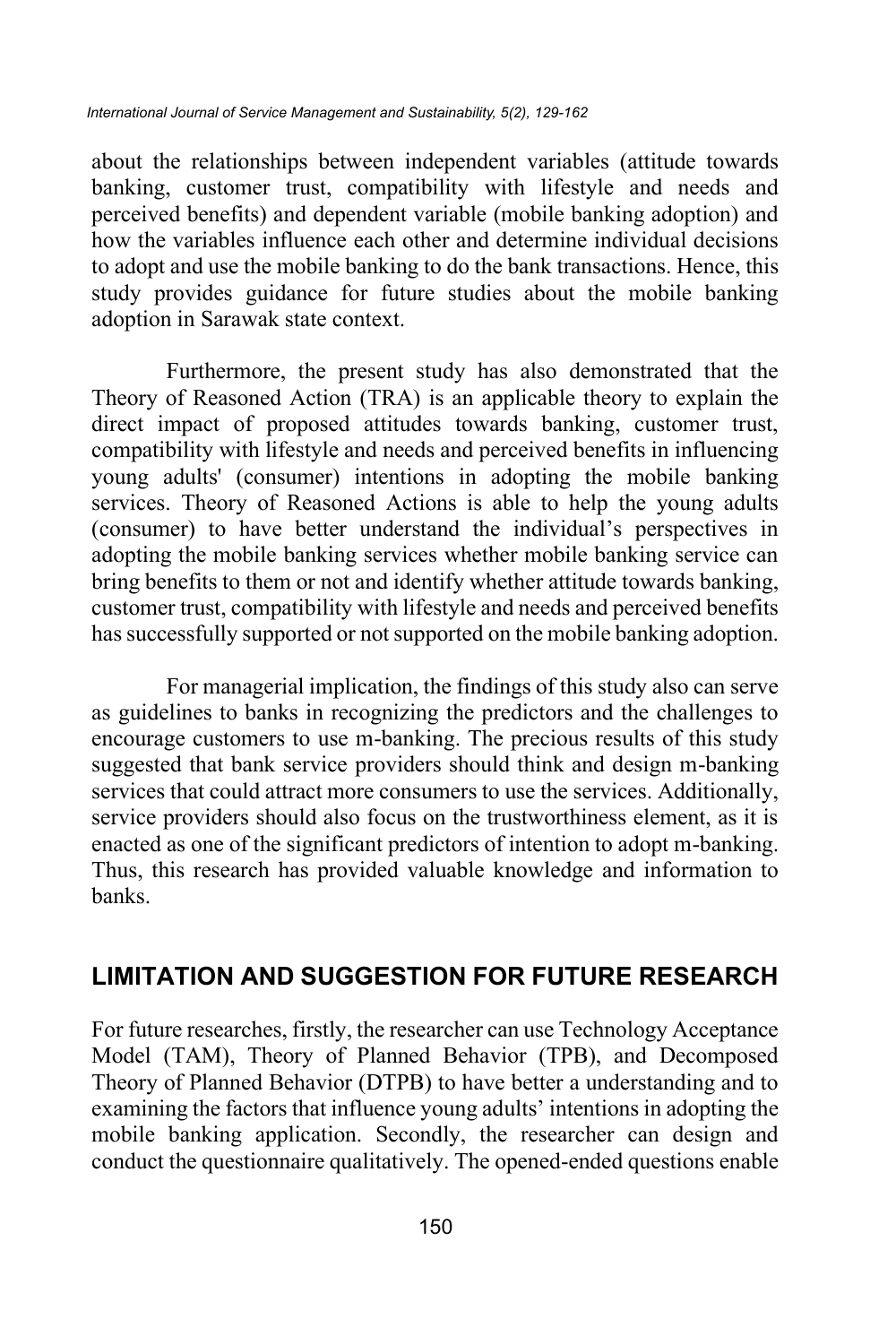about the relationships between independent variables (attitude towards banking, customer trust, compatibility with lifestyle and needs and perceived benefits) and dependent variable (mobile banking adoption) and how the variables influence each other and determine individual decisions to adopt and use the mobile banking to do the bank transactions. Hence, this study provides guidance for future studies about the mobile banking adoption in Sarawak state context.

Furthermore, the present study has also demonstrated that the Theory of Reasoned Action (TRA) is an applicable theory to explain the direct impact of proposed attitudes towards banking, customer trust, compatibility with lifestyle and needs and perceived benefits in influencing young adults' (consumer) intentions in adopting the mobile banking services. Theory of Reasoned Actions is able to help the young adults (consumer) to have better understand the individual's perspectives in adopting the mobile banking services whether mobile banking service can bring benefits to them or not and identify whether attitude towards banking, customer trust, compatibility with lifestyle and needs and perceived benefits has successfully supported or not supported on the mobile banking adoption.

For managerial implication, the findings of this study also can serve as guidelines to banks in recognizing the predictors and the challenges to encourage customers to use m-banking. The precious results of this study suggested that bank service providers should think and design m-banking services that could attract more consumers to use the services. Additionally, service providers should also focus on the trustworthiness element, as it is enacted as one of the significant predictors of intention to adopt m-banking. Thus, this research has provided valuable knowledge and information to banks.

## LIMITATION AND SUGGESTION FOR FUTURE RESEARCH

For future researches, firstly, the researcher can use Technology Acceptance Model (TAM), Theory of Planned Behavior (TPB), and Decomposed Theory of Planned Behavior (DTPB) to have better a understanding and to examining the factors that influence young adults' intentions in adopting the mobile banking application. Secondly, the researcher can design and conduct the questionnaire qualitatively. The opened-ended questions enable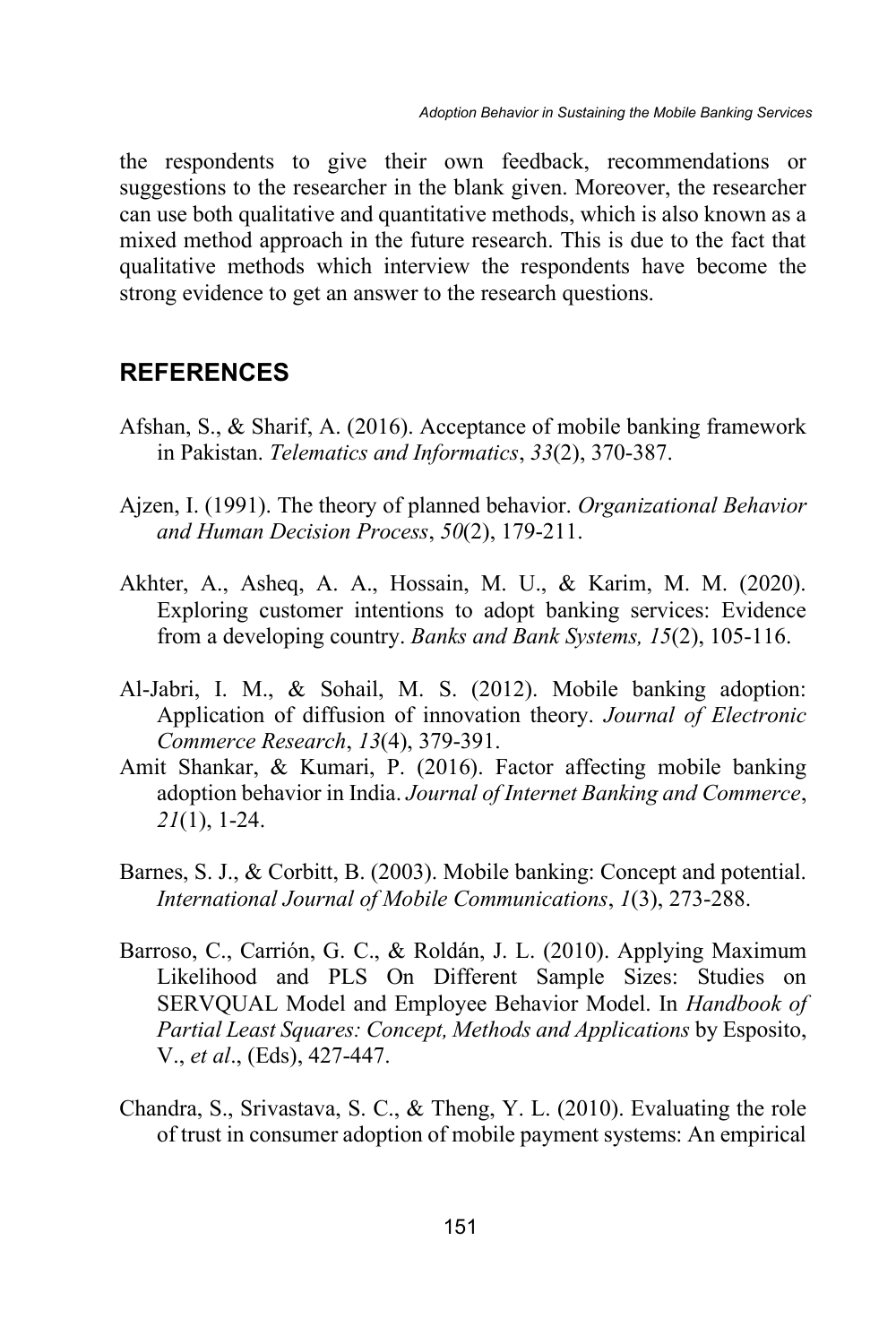the respondents to give their own feedback, recommendations or suggestions to the researcher in the blank given. Moreover, the researcher can use both qualitative and quantitative methods, which is also known as a mixed method approach in the future research. This is due to the fact that qualitative methods which interview the respondents have become the strong evidence to get an answer to the research questions.

## REFERENCES

Afshan, S., & Sharif, A. (2016). Acceptance of mobile banking framework in Pakistan. *Telematics and Informatics*, *33*(2), 370-387.

Ajzen, I. (1991). The theory of planned behavior. *Organizational Behavior and Human Decision Process*, *50*(2), 179-211.

Akhter, A., Asheq, A. A., Hossain, M. U., & Karim, M. M. (2020). Exploring customer intentions to adopt banking services: Evidence from a developing country. *Banks and Bank Systems, 15*(2), 105-116.

Al-Jabri, I. M., & Sohail, M. S. (2012). Mobile banking adoption: Application of diffusion of innovation theory. *Journal of Electronic Commerce Research*, *13*(4), 379-391.

Amit Shankar, & Kumari, P. (2016). Factor affecting mobile banking adoption behavior in India. *Journal of Internet Banking and Commerce*, *21*(1), 1-24.

Barnes, S. J., & Corbitt, B. (2003). Mobile banking: Concept and potential. *International Journal of Mobile Communications*, *1*(3), 273-288.

Barroso, C., Carrión, G. C., & Roldán, J. L. (2010). Applying Maximum Likelihood and PLS On Different Sample Sizes: Studies on SERVQUAL Model and Employee Behavior Model. In *Handbook of Partial Least Squares: Concept, Methods and Applications* by Esposito, V., *et al*., (Eds), 427-447.

Chandra, S., Srivastava, S. C., & Theng, Y. L. (2010). Evaluating the role of trust in consumer adoption of mobile payment systems: An empirical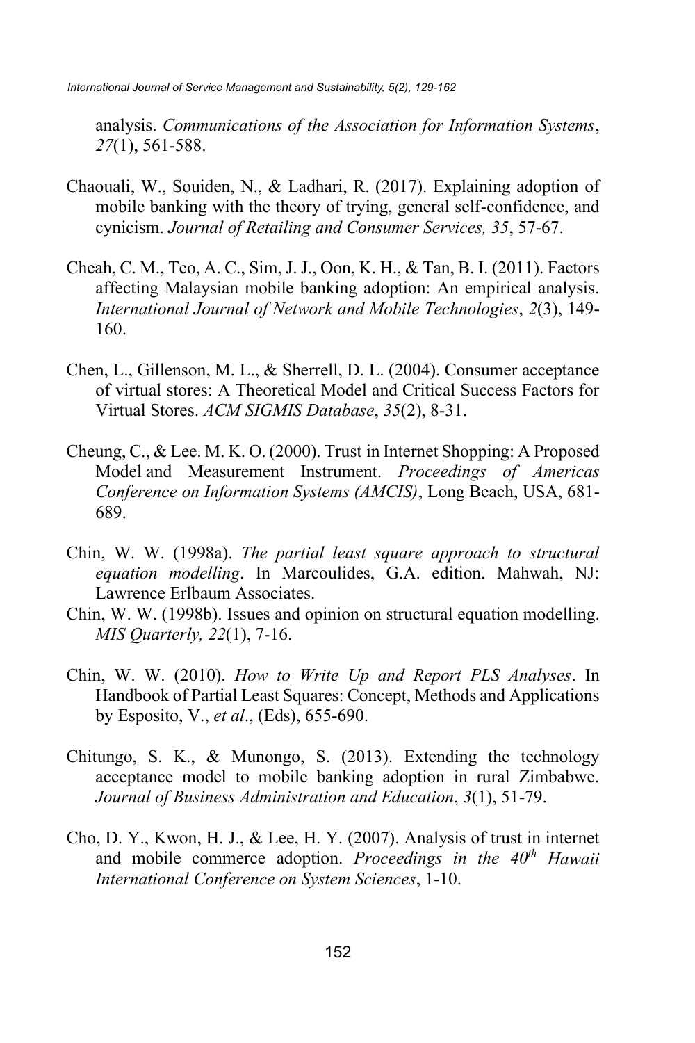analysis. *Communications of the Association for Information Systems*, *27*(1), 561-588.

Chaouali, W., Souiden, N., & Ladhari, R. (2017). Explaining adoption of mobile banking with the theory of trying, general self-confidence, and cynicism. *Journal of Retailing and Consumer Services, 35*, 57-67.

Cheah, C. M., Teo, A. C., Sim, J. J., Oon, K. H., & Tan, B. I. (2011). Factors affecting Malaysian mobile banking adoption: An empirical analysis. *International Journal of Network and Mobile Technologies*, *2*(3), 149-160.

Chen, L., Gillenson, M. L., & Sherrell, D. L. (2004). Consumer acceptance of virtual stores: A Theoretical Model and Critical Success Factors for Virtual Stores. *ACM SIGMIS Database*, *35*(2), 8-31.

Cheung, C., & Lee. M. K. O. (2000). Trust in Internet Shopping: A Proposed Model and Measurement Instrument. *Proceedings of Americas Conference on Information Systems (AMCIS)*, Long Beach, USA, 681-689.

Chin, W. W. (1998a). *The partial least square approach to structural equation modelling*. In Marcoulides, G.A. edition. Mahwah, NJ: Lawrence Erlbaum Associates.

Chin, W. W. (1998b). Issues and opinion on structural equation modelling. *MIS Quarterly, 22*(1), 7-16.

Chin, W. W. (2010). *How to Write Up and Report PLS Analyses*. In Handbook of Partial Least Squares: Concept, Methods and Applications by Esposito, V., *et al*., (Eds), 655-690.

Chitungo, S. K., & Munongo, S. (2013). Extending the technology acceptance model to mobile banking adoption in rural Zimbabwe. *Journal of Business Administration and Education*, *3*(1), 51-79.

Cho, D. Y., Kwon, H. J., & Lee, H. Y. (2007). Analysis of trust in internet and mobile commerce adoption. *Proceedings in the 40th Hawaii International Conference on System Sciences*, 1-10.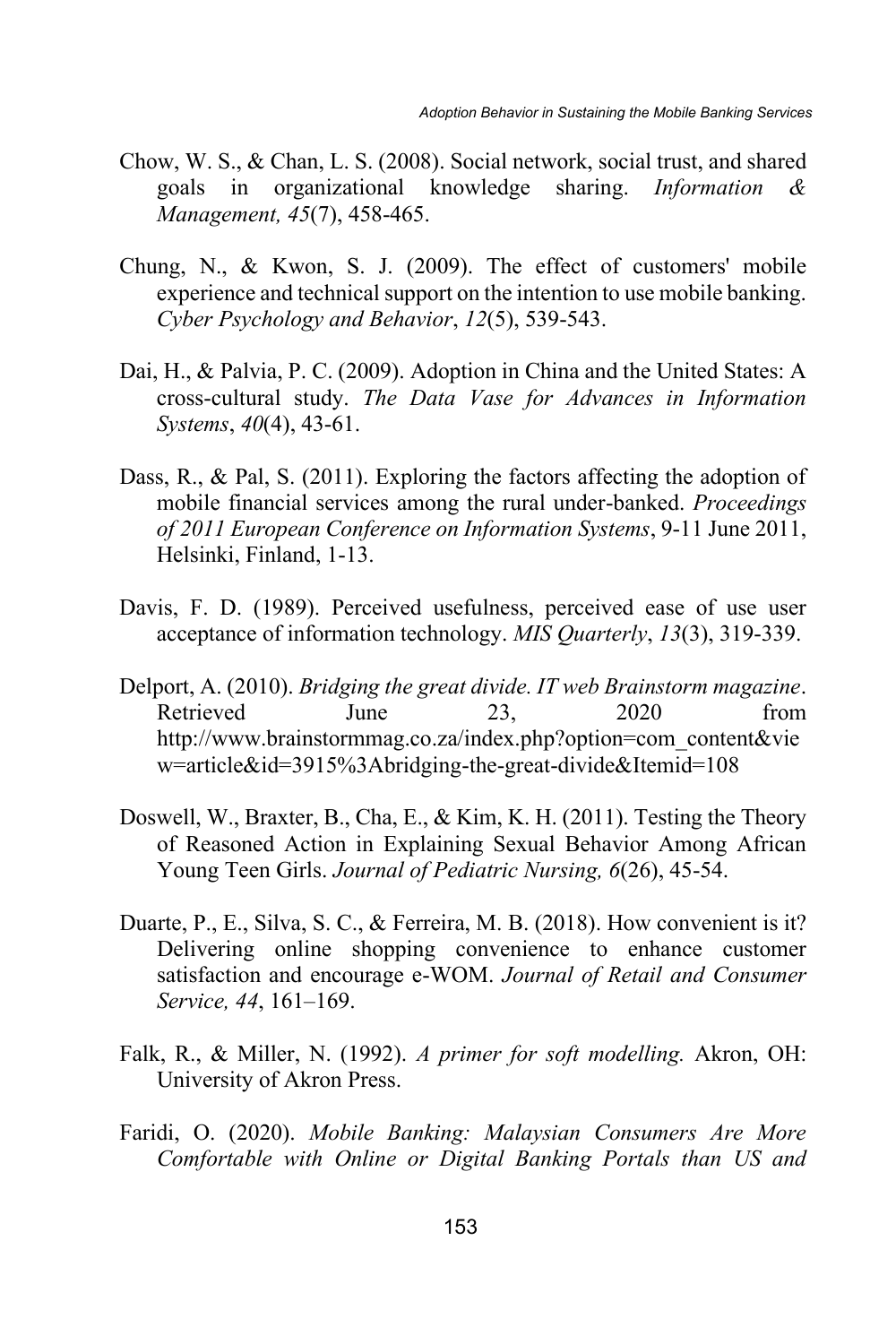Chow, W. S., & Chan, L. S. (2008). Social network, social trust, and shared goals in organizational knowledge sharing. *Information & Management, 45*(7), 458-465.

Chung, N., & Kwon, S. J. (2009). The effect of customers' mobile experience and technical support on the intention to use mobile banking. *Cyber Psychology and Behavior*, *12*(5), 539-543.

Dai, H., & Palvia, P. C. (2009). Adoption in China and the United States: A cross-cultural study. *The Data Vase for Advances in Information Systems*, *40*(4), 43-61.

Dass, R., & Pal, S. (2011). Exploring the factors affecting the adoption of mobile financial services among the rural under-banked. *Proceedings of 2011 European Conference on Information Systems*, 9-11 June 2011, Helsinki, Finland, 1-13.

Davis, F. D. (1989). Perceived usefulness, perceived ease of use user acceptance of information technology. *MIS Quarterly*, *13*(3), 319-339.

Delport, A. (2010). *Bridging the great divide. IT web Brainstorm magazine*. Retrieved June 23, 2020 from http://www.brainstormmag.co.za/index.php?option=com_content&view=article&id=3915%3Abridging-the-great-divide&Itemid=108

Doswell, W., Braxter, B., Cha, E., & Kim, K. H. (2011). Testing the Theory of Reasoned Action in Explaining Sexual Behavior Among African Young Teen Girls. *Journal of Pediatric Nursing, 6*(26), 45-54.

Duarte, P., E., Silva, S. C., & Ferreira, M. B. (2018). How convenient is it? Delivering online shopping convenience to enhance customer satisfaction and encourage e-WOM. *Journal of Retail and Consumer Service, 44*, 161–169.

Falk, R., & Miller, N. (1992). *A primer for soft modelling.* Akron, OH: University of Akron Press.

Faridi, O. (2020). *Mobile Banking: Malaysian Consumers Are More Comfortable with Online or Digital Banking Portals than US and*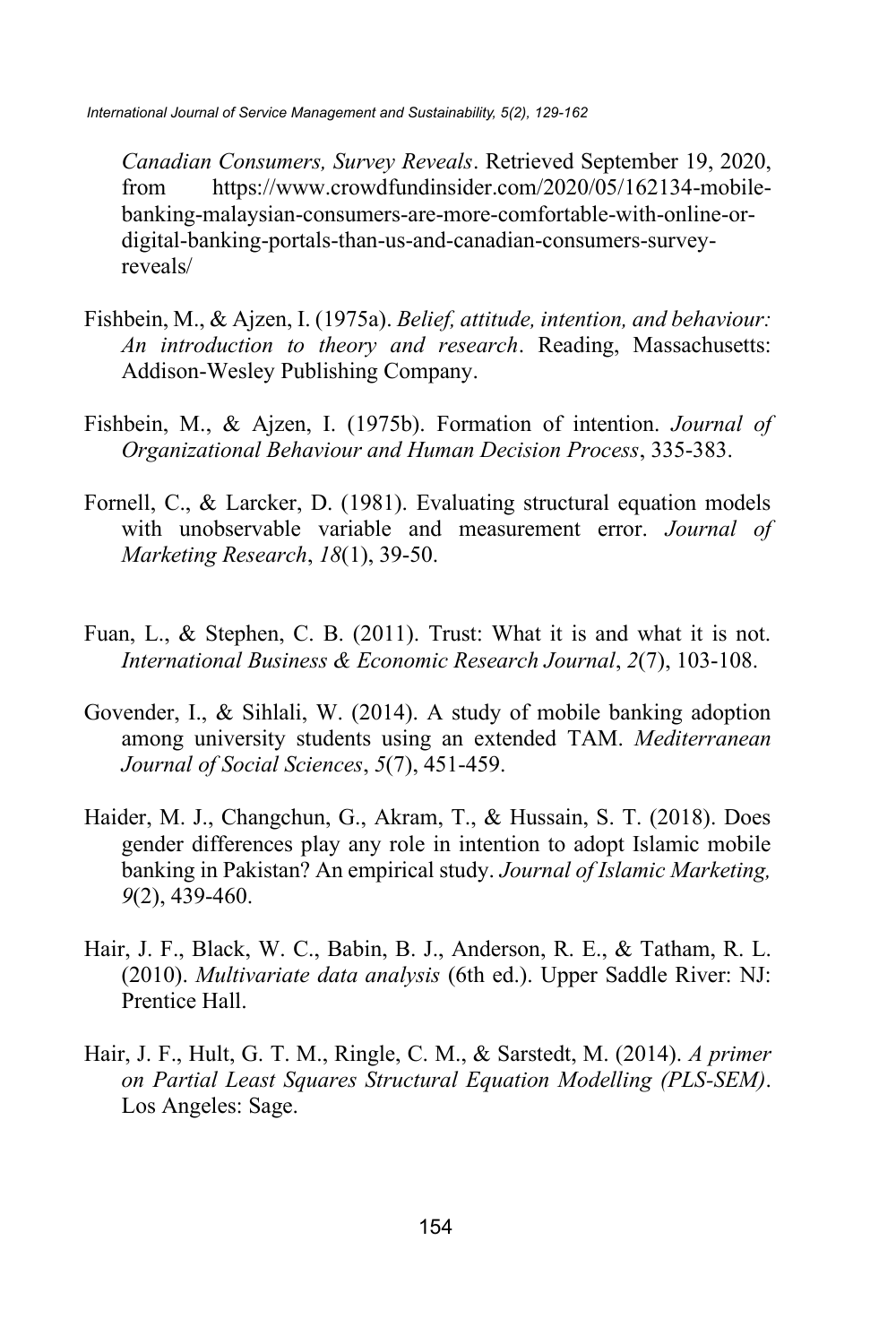*Canadian Consumers, Survey Reveals*. Retrieved September 19, 2020, from https://www.crowdfundinsider.com/2020/05/162134-mobile-banking-malaysian-consumers-are-more-comfortable-with-online-or-digital-banking-portals-than-us-and-canadian-consumers-survey-reveals/

Fishbein, M., & Ajzen, I. (1975a). *Belief, attitude, intention, and behaviour: An introduction to theory and research*. Reading, Massachusetts: Addison-Wesley Publishing Company.

Fishbein, M., & Ajzen, I. (1975b). Formation of intention. *Journal of Organizational Behaviour and Human Decision Process*, 335-383.

Fornell, C., & Larcker, D. (1981). Evaluating structural equation models with unobservable variable and measurement error. *Journal of Marketing Research*, *18*(1), 39-50.

Fuan, L., & Stephen, C. B. (2011). Trust: What it is and what it is not. *International Business & Economic Research Journal*, *2*(7), 103-108.

Govender, I., & Sihlali, W. (2014). A study of mobile banking adoption among university students using an extended TAM. *Mediterranean Journal of Social Sciences*, *5*(7), 451-459.

Haider, M. J., Changchun, G., Akram, T., & Hussain, S. T. (2018). Does gender differences play any role in intention to adopt Islamic mobile banking in Pakistan? An empirical study. *Journal of Islamic Marketing, 9*(2), 439-460.

Hair, J. F., Black, W. C., Babin, B. J., Anderson, R. E., & Tatham, R. L. (2010). *Multivariate data analysis* (6th ed.). Upper Saddle River: NJ: Prentice Hall.

Hair, J. F., Hult, G. T. M., Ringle, C. M., & Sarstedt, M. (2014). *A primer on Partial Least Squares Structural Equation Modelling (PLS-SEM)*. Los Angeles: Sage.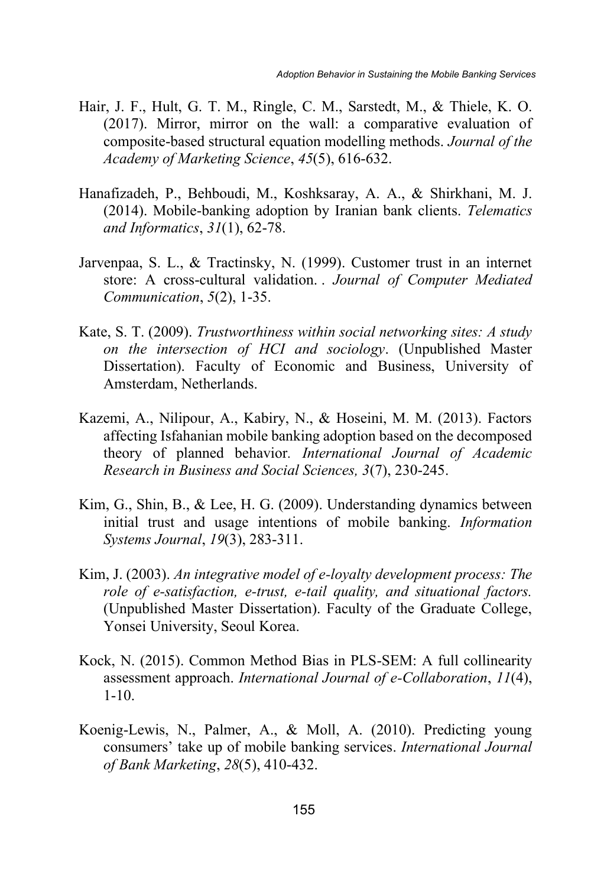Hair, J. F., Hult, G. T. M., Ringle, C. M., Sarstedt, M., & Thiele, K. O. (2017). Mirror, mirror on the wall: a comparative evaluation of composite-based structural equation modelling methods. *Journal of the Academy of Marketing Science*, *45*(5), 616-632.

Hanafizadeh, P., Behboudi, M., Koshksaray, A. A., & Shirkhani, M. J. (2014). Mobile-banking adoption by Iranian bank clients. *Telematics and Informatics*, *31*(1), 62-78.

Jarvenpaa, S. L., & Tractinsky, N. (1999). Customer trust in an internet store: A cross-cultural validation. . *Journal of Computer Mediated Communication*, *5*(2), 1-35.

Kate, S. T. (2009). *Trustworthiness within social networking sites: A study on the intersection of HCI and sociology*. (Unpublished Master Dissertation). Faculty of Economic and Business, University of Amsterdam, Netherlands.

Kazemi, A., Nilipour, A., Kabiry, N., & Hoseini, M. M. (2013). Factors affecting Isfahanian mobile banking adoption based on the decomposed theory of planned behavior. *International Journal of Academic Research in Business and Social Sciences, 3*(7), 230-245.

Kim, G., Shin, B., & Lee, H. G. (2009). Understanding dynamics between initial trust and usage intentions of mobile banking. *Information Systems Journal*, *19*(3), 283-311.

Kim, J. (2003). *An integrative model of e-loyalty development process: The role of e-satisfaction, e-trust, e-tail quality, and situational factors.* (Unpublished Master Dissertation). Faculty of the Graduate College, Yonsei University, Seoul Korea.

Kock, N. (2015). Common Method Bias in PLS-SEM: A full collinearity assessment approach. *International Journal of e-Collaboration*, *11*(4), 1-10.

Koenig-Lewis, N., Palmer, A., & Moll, A. (2010). Predicting young consumers' take up of mobile banking services. *International Journal of Bank Marketing*, *28*(5), 410-432.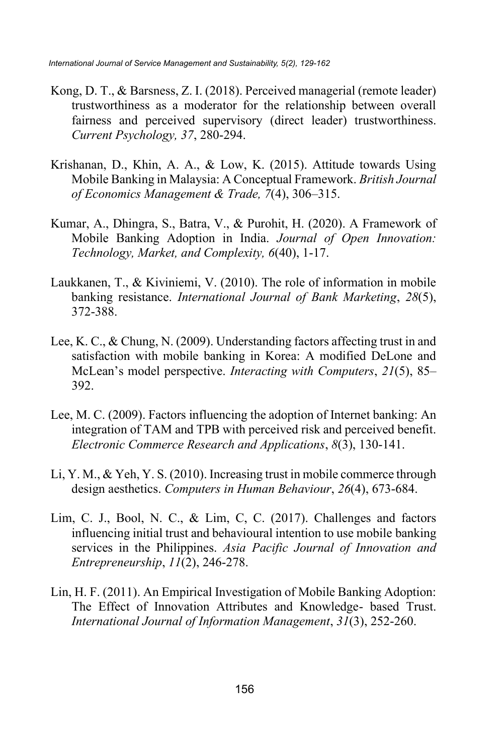Kong, D. T., & Barsness, Z. I. (2018). Perceived managerial (remote leader) trustworthiness as a moderator for the relationship between overall fairness and perceived supervisory (direct leader) trustworthiness. *Current Psychology, 37*, 280-294.

Krishanan, D., Khin, A. A., & Low, K. (2015). Attitude towards Using Mobile Banking in Malaysia: A Conceptual Framework. *British Journal of Economics Management & Trade, 7*(4), 306–315.

Kumar, A., Dhingra, S., Batra, V., & Purohit, H. (2020). A Framework of Mobile Banking Adoption in India. *Journal of Open Innovation: Technology, Market, and Complexity, 6*(40), 1-17.

Laukkanen, T., & Kiviniemi, V. (2010). The role of information in mobile banking resistance. *International Journal of Bank Marketing*, *28*(5), 372-388.

Lee, K. C., & Chung, N. (2009). Understanding factors affecting trust in and satisfaction with mobile banking in Korea: A modified DeLone and McLean's model perspective. *Interacting with Computers*, *21*(5), 85–392.

Lee, M. C. (2009). Factors influencing the adoption of Internet banking: An integration of TAM and TPB with perceived risk and perceived benefit. *Electronic Commerce Research and Applications*, *8*(3), 130-141.

Li, Y. M., & Yeh, Y. S. (2010). Increasing trust in mobile commerce through design aesthetics. *Computers in Human Behaviour*, *26*(4), 673-684.

Lim, C. J., Bool, N. C., & Lim, C, C. (2017). Challenges and factors influencing initial trust and behavioural intention to use mobile banking services in the Philippines. *Asia Pacific Journal of Innovation and Entrepreneurship*, *11*(2), 246-278.

Lin, H. F. (2011). An Empirical Investigation of Mobile Banking Adoption: The Effect of Innovation Attributes and Knowledge- based Trust. *International Journal of Information Management*, *31*(3), 252-260.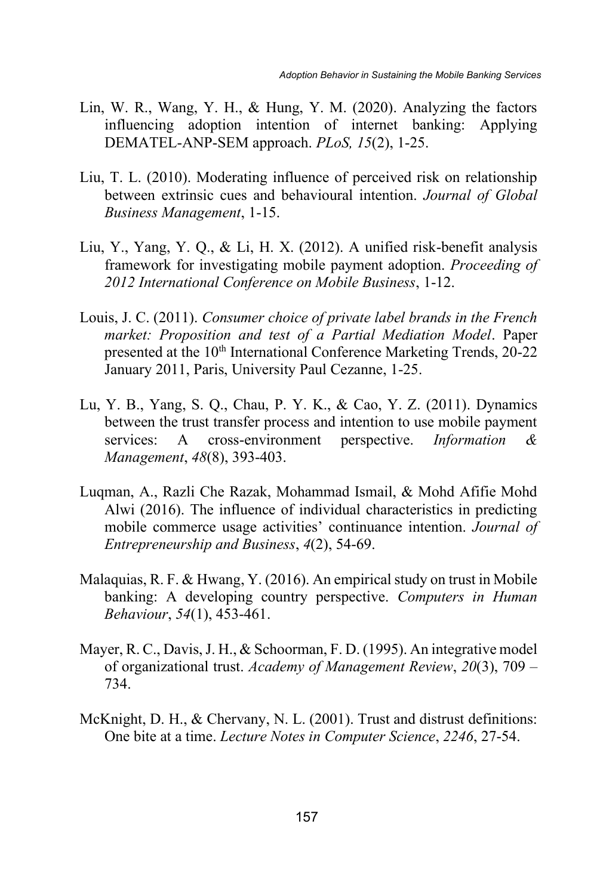Lin, W. R., Wang, Y. H., & Hung, Y. M. (2020). Analyzing the factors influencing adoption intention of internet banking: Applying DEMATEL-ANP-SEM approach. *PLoS, 15*(2), 1-25.

Liu, T. L. (2010). Moderating influence of perceived risk on relationship between extrinsic cues and behavioural intention. *Journal of Global Business Management*, 1-15.

Liu, Y., Yang, Y. Q., & Li, H. X. (2012). A unified risk-benefit analysis framework for investigating mobile payment adoption. *Proceeding of 2012 International Conference on Mobile Business*, 1-12.

Louis, J. C. (2011). *Consumer choice of private label brands in the French market: Proposition and test of a Partial Mediation Model*. Paper presented at the 10th International Conference Marketing Trends, 20-22 January 2011, Paris, University Paul Cezanne, 1-25.

Lu, Y. B., Yang, S. Q., Chau, P. Y. K., & Cao, Y. Z. (2011). Dynamics between the trust transfer process and intention to use mobile payment services: A cross-environment perspective. *Information & Management*, *48*(8), 393-403.

Luqman, A., Razli Che Razak, Mohammad Ismail, & Mohd Afifie Mohd Alwi (2016). The influence of individual characteristics in predicting mobile commerce usage activities' continuance intention. *Journal of Entrepreneurship and Business*, *4*(2), 54-69.

Malaquias, R. F. & Hwang, Y. (2016). An empirical study on trust in Mobile banking: A developing country perspective. *Computers in Human Behaviour*, *54*(1), 453-461.

Mayer, R. C., Davis, J. H., & Schoorman, F. D. (1995). An integrative model of organizational trust. *Academy of Management Review*, *20*(3), 709 – 734.

McKnight, D. H., & Chervany, N. L. (2001). Trust and distrust definitions: One bite at a time. *Lecture Notes in Computer Science*, *2246*, 27-54.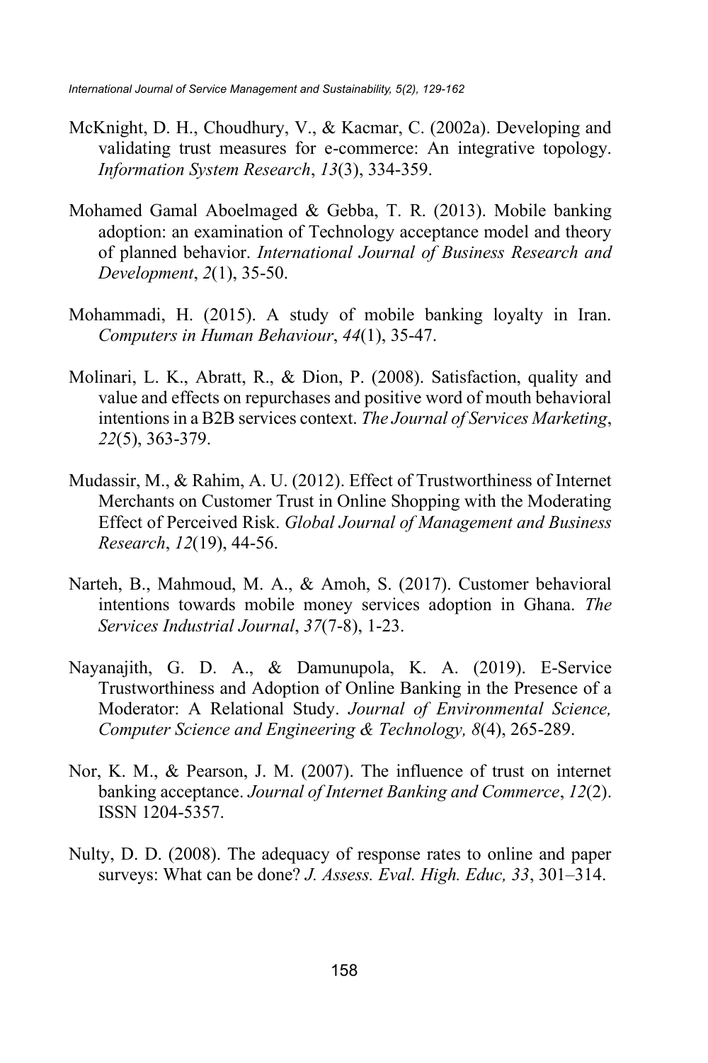McKnight, D. H., Choudhury, V., & Kacmar, C. (2002a). Developing and validating trust measures for e-commerce: An integrative topology. *Information System Research*, *13*(3), 334-359.

Mohamed Gamal Aboelmaged & Gebba, T. R. (2013). Mobile banking adoption: an examination of Technology acceptance model and theory of planned behavior. *International Journal of Business Research and Development*, *2*(1), 35-50.

Mohammadi, H. (2015). A study of mobile banking loyalty in Iran. *Computers in Human Behaviour*, *44*(1), 35-47.

Molinari, L. K., Abratt, R., & Dion, P. (2008). Satisfaction, quality and value and effects on repurchases and positive word of mouth behavioral intentions in a B2B services context. *The Journal of Services Marketing*, *22*(5), 363-379.

Mudassir, M., & Rahim, A. U. (2012). Effect of Trustworthiness of Internet Merchants on Customer Trust in Online Shopping with the Moderating Effect of Perceived Risk. *Global Journal of Management and Business Research*, *12*(19), 44-56.

Narteh, B., Mahmoud, M. A., & Amoh, S. (2017). Customer behavioral intentions towards mobile money services adoption in Ghana. *The Services Industrial Journal*, *37*(7-8), 1-23.

Nayanajith, G. D. A., & Damunupola, K. A. (2019). E-Service Trustworthiness and Adoption of Online Banking in the Presence of a Moderator: A Relational Study. *Journal of Environmental Science, Computer Science and Engineering & Technology, 8*(4), 265-289.

Nor, K. M., & Pearson, J. M. (2007). The influence of trust on internet banking acceptance. *Journal of Internet Banking and Commerce*, *12*(2). ISSN 1204-5357.

Nulty, D. D. (2008). The adequacy of response rates to online and paper surveys: What can be done? *J. Assess. Eval. High. Educ, 33*, 301–314.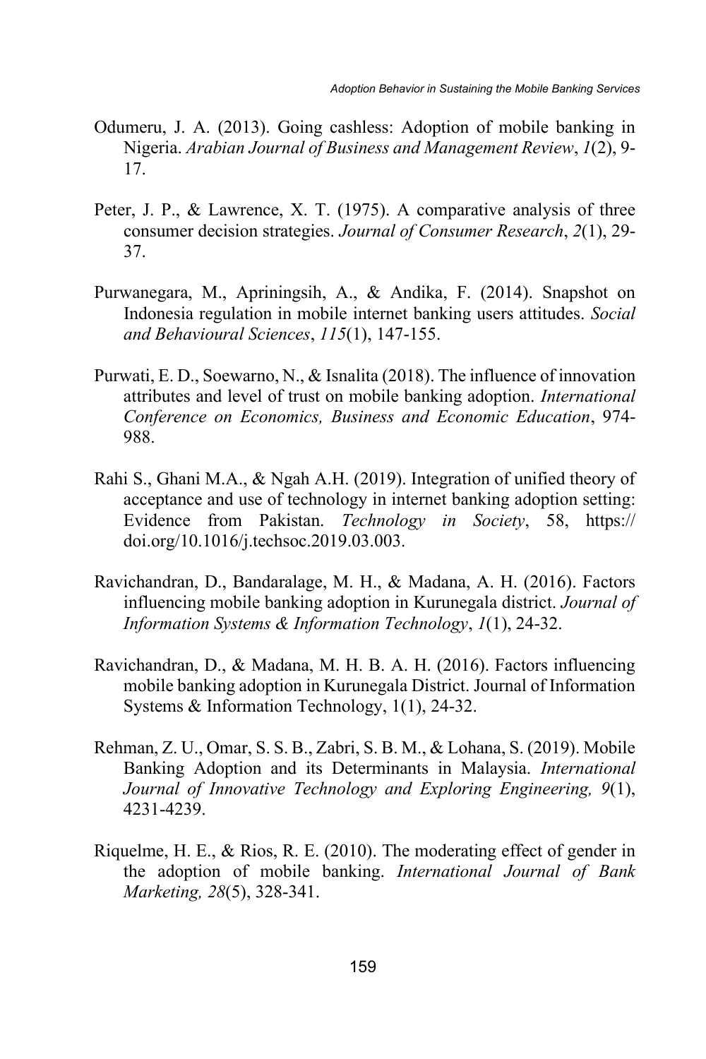Odumeru, J. A. (2013). Going cashless: Adoption of mobile banking in Nigeria. *Arabian Journal of Business and Management Review*, *1*(2), 9-17.

Peter, J. P., & Lawrence, X. T. (1975). A comparative analysis of three consumer decision strategies. *Journal of Consumer Research*, *2*(1), 29-37.

Purwanegara, M., Apriningsih, A., & Andika, F. (2014). Snapshot on Indonesia regulation in mobile internet banking users attitudes. *Social and Behavioural Sciences*, *115*(1), 147-155.

Purwati, E. D., Soewarno, N., & Isnalita (2018). The influence of innovation attributes and level of trust on mobile banking adoption. *International Conference on Economics, Business and Economic Education*, 974-988.

Rahi S., Ghani M.A., & Ngah A.H. (2019). Integration of unified theory of acceptance and use of technology in internet banking adoption setting: Evidence from Pakistan. *Technology in Society*, 58, https://doi.org/10.1016/j.techsoc.2019.03.003.

Ravichandran, D., Bandaralage, M. H., & Madana, A. H. (2016). Factors influencing mobile banking adoption in Kurunegala district. *Journal of Information Systems & Information Technology*, *1*(1), 24-32.

Ravichandran, D., & Madana, M. H. B. A. H. (2016). Factors influencing mobile banking adoption in Kurunegala District. Journal of Information Systems & Information Technology, 1(1), 24-32.

Rehman, Z. U., Omar, S. S. B., Zabri, S. B. M., & Lohana, S. (2019). Mobile Banking Adoption and its Determinants in Malaysia. *International Journal of Innovative Technology and Exploring Engineering, 9*(1), 4231-4239.

Riquelme, H. E., & Rios, R. E. (2010). The moderating effect of gender in the adoption of mobile banking. *International Journal of Bank Marketing, 28*(5), 328-341.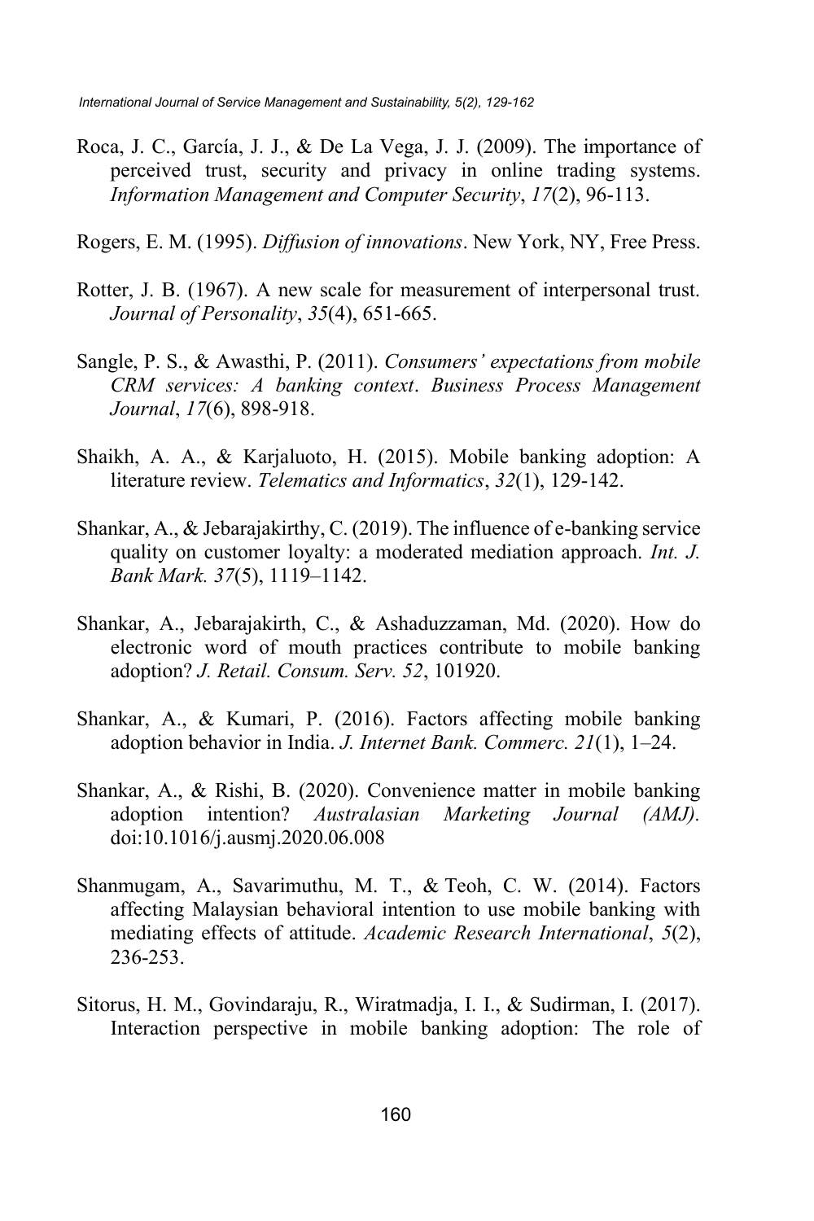Roca, J. C., García, J. J., & De La Vega, J. J. (2009). The importance of perceived trust, security and privacy in online trading systems. *Information Management and Computer Security*, *17*(2), 96-113.

Rogers, E. M. (1995). *Diffusion of innovations*. New York, NY, Free Press.

Rotter, J. B. (1967). A new scale for measurement of interpersonal trust. *Journal of Personality*, *35*(4), 651-665.

Sangle, P. S., & Awasthi, P. (2011). *Consumers' expectations from mobile CRM services: A banking context*. *Business Process Management Journal*, *17*(6), 898-918.

Shaikh, A. A., & Karjaluoto, H. (2015). Mobile banking adoption: A literature review. *Telematics and Informatics*, *32*(1), 129-142.

Shankar, A., & Jebarajakirthy, C. (2019). The influence of e-banking service quality on customer loyalty: a moderated mediation approach. *Int. J. Bank Mark. 37*(5), 1119–1142.

Shankar, A., Jebarajakirth, C., & Ashaduzzaman, Md. (2020). How do electronic word of mouth practices contribute to mobile banking adoption? *J. Retail. Consum. Serv. 52*, 101920.

Shankar, A., & Kumari, P. (2016). Factors affecting mobile banking adoption behavior in India. *J. Internet Bank. Commerc. 21*(1), 1–24.

Shankar, A., & Rishi, B. (2020). Convenience matter in mobile banking adoption intention? *Australasian Marketing Journal (AMJ).* doi:10.1016/j.ausmj.2020.06.008

Shanmugam, A., Savarimuthu, M. T., & Teoh, C. W. (2014). Factors affecting Malaysian behavioral intention to use mobile banking with mediating effects of attitude. *Academic Research International*, *5*(2), 236-253.

Sitorus, H. M., Govindaraju, R., Wiratmadja, I. I., & Sudirman, I. (2017). Interaction perspective in mobile banking adoption: The role of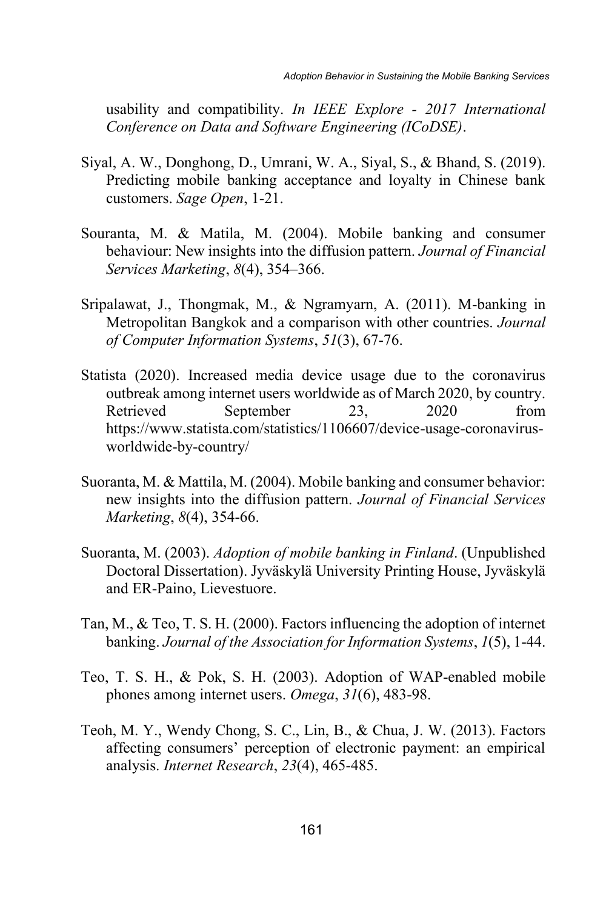usability and compatibility. *In IEEE Explore - 2017 International Conference on Data and Software Engineering (ICoDSE)*.

Siyal, A. W., Donghong, D., Umrani, W. A., Siyal, S., & Bhand, S. (2019). Predicting mobile banking acceptance and loyalty in Chinese bank customers. *Sage Open*, 1-21.

Souranta, M. & Matila, M. (2004). Mobile banking and consumer behaviour: New insights into the diffusion pattern. *Journal of Financial Services Marketing*, *8*(4), 354–366.

Sripalawat, J., Thongmak, M., & Ngramyarn, A. (2011). M-banking in Metropolitan Bangkok and a comparison with other countries. *Journal of Computer Information Systems*, *51*(3), 67-76.

Statista (2020). Increased media device usage due to the coronavirus outbreak among internet users worldwide as of March 2020, by country. Retrieved September 23, 2020 from https://www.statista.com/statistics/1106607/device-usage-coronavirus-worldwide-by-country/

Suoranta, M. & Mattila, M. (2004). Mobile banking and consumer behavior: new insights into the diffusion pattern. *Journal of Financial Services Marketing*, *8*(4), 354-66.

Suoranta, M. (2003). *Adoption of mobile banking in Finland*. (Unpublished Doctoral Dissertation). Jyväskylä University Printing House, Jyväskylä and ER-Paino, Lievestuore.

Tan, M., & Teo, T. S. H. (2000). Factors influencing the adoption of internet banking. *Journal of the Association for Information Systems*, *1*(5), 1-44.

Teo, T. S. H., & Pok, S. H. (2003). Adoption of WAP-enabled mobile phones among internet users. *Omega*, *31*(6), 483-98.

Teoh, M. Y., Wendy Chong, S. C., Lin, B., & Chua, J. W. (2013). Factors affecting consumers' perception of electronic payment: an empirical analysis. *Internet Research*, *23*(4), 465-485.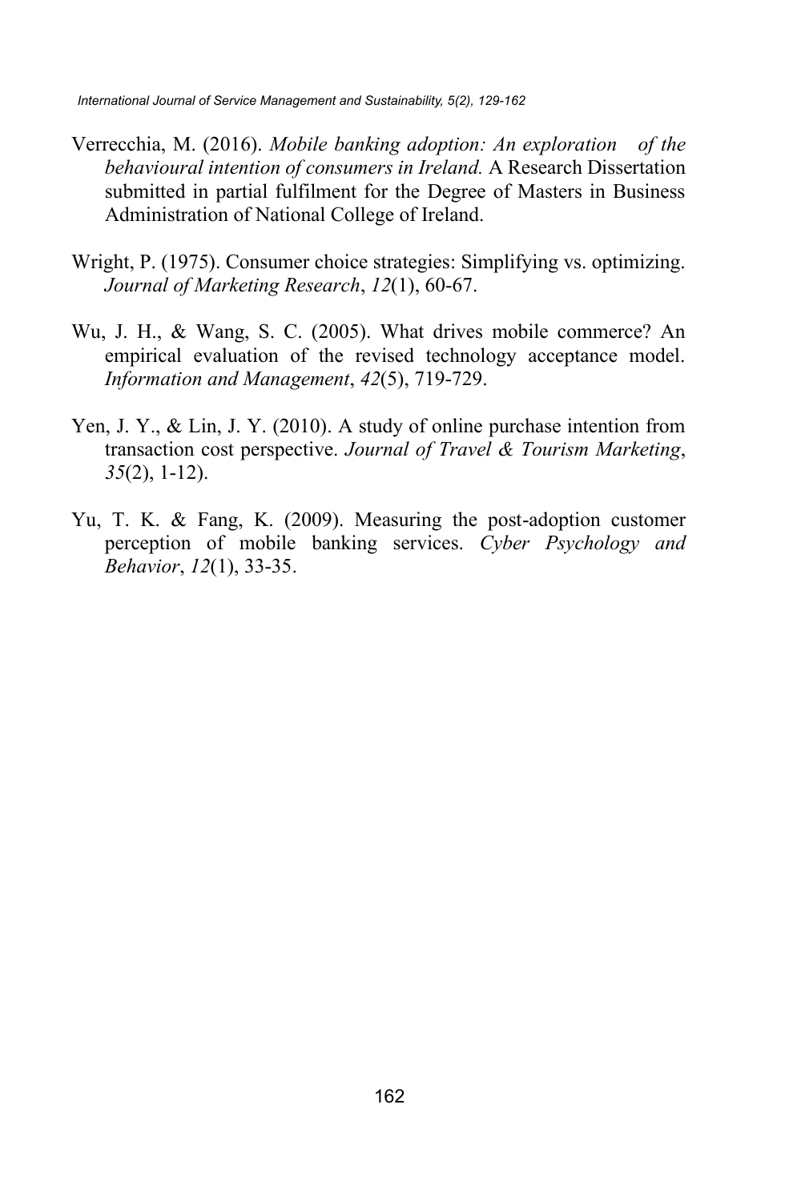Verrecchia, M. (2016). *Mobile banking adoption: An exploration of the behavioural intention of consumers in Ireland.* A Research Dissertation submitted in partial fulfilment for the Degree of Masters in Business Administration of National College of Ireland.

Wright, P. (1975). Consumer choice strategies: Simplifying vs. optimizing. *Journal of Marketing Research*, *12*(1), 60-67.

Wu, J. H., & Wang, S. C. (2005). What drives mobile commerce? An empirical evaluation of the revised technology acceptance model. *Information and Management*, *42*(5), 719-729.

Yen, J. Y., & Lin, J. Y. (2010). A study of online purchase intention from transaction cost perspective. *Journal of Travel & Tourism Marketing*, *35*(2), 1-12).

Yu, T. K. & Fang, K. (2009). Measuring the post-adoption customer perception of mobile banking services. *Cyber Psychology and Behavior*, *12*(1), 33-35.